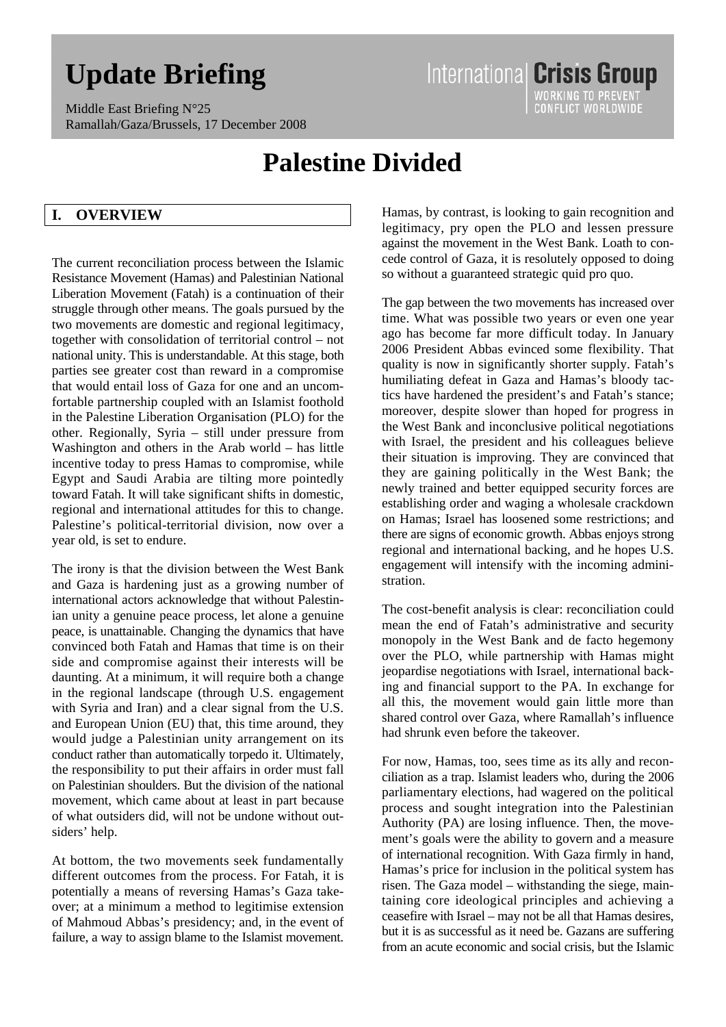# Update Briefing

Middle East Briefing N°25
Ramallah/Gaza/Brussels, 17 December 2008

International Crisis Group
WORKING TO PREVENT CONFLICT WORLDWIDE

# Palestine Divided

## I. OVERVIEW

The current reconciliation process between the Islamic Resistance Movement (Hamas) and Palestinian National Liberation Movement (Fatah) is a continuation of their struggle through other means. The goals pursued by the two movements are domestic and regional legitimacy, together with consolidation of territorial control – not national unity. This is understandable. At this stage, both parties see greater cost than reward in a compromise that would entail loss of Gaza for one and an uncomfortable partnership coupled with an Islamist foothold in the Palestine Liberation Organisation (PLO) for the other. Regionally, Syria – still under pressure from Washington and others in the Arab world – has little incentive today to press Hamas to compromise, while Egypt and Saudi Arabia are tilting more pointedly toward Fatah. It will take significant shifts in domestic, regional and international attitudes for this to change. Palestine's political-territorial division, now over a year old, is set to endure.

The irony is that the division between the West Bank and Gaza is hardening just as a growing number of international actors acknowledge that without Palestinian unity a genuine peace process, let alone a genuine peace, is unattainable. Changing the dynamics that have convinced both Fatah and Hamas that time is on their side and compromise against their interests will be daunting. At a minimum, it will require both a change in the regional landscape (through U.S. engagement with Syria and Iran) and a clear signal from the U.S. and European Union (EU) that, this time around, they would judge a Palestinian unity arrangement on its conduct rather than automatically torpedo it. Ultimately, the responsibility to put their affairs in order must fall on Palestinian shoulders. But the division of the national movement, which came about at least in part because of what outsiders did, will not be undone without outsiders' help.

At bottom, the two movements seek fundamentally different outcomes from the process. For Fatah, it is potentially a means of reversing Hamas's Gaza takeover; at a minimum a method to legitimise extension of Mahmoud Abbas's presidency; and, in the event of failure, a way to assign blame to the Islamist movement. Hamas, by contrast, is looking to gain recognition and legitimacy, pry open the PLO and lessen pressure against the movement in the West Bank. Loath to concede control of Gaza, it is resolutely opposed to doing so without a guaranteed strategic quid pro quo.

The gap between the two movements has increased over time. What was possible two years or even one year ago has become far more difficult today. In January 2006 President Abbas evinced some flexibility. That quality is now in significantly shorter supply. Fatah's humiliating defeat in Gaza and Hamas's bloody tactics have hardened the president's and Fatah's stance; moreover, despite slower than hoped for progress in the West Bank and inconclusive political negotiations with Israel, the president and his colleagues believe their situation is improving. They are convinced that they are gaining politically in the West Bank; the newly trained and better equipped security forces are establishing order and waging a wholesale crackdown on Hamas; Israel has loosened some restrictions; and there are signs of economic growth. Abbas enjoys strong regional and international backing, and he hopes U.S. engagement will intensify with the incoming administration.

The cost-benefit analysis is clear: reconciliation could mean the end of Fatah's administrative and security monopoly in the West Bank and de facto hegemony over the PLO, while partnership with Hamas might jeopardise negotiations with Israel, international backing and financial support to the PA. In exchange for all this, the movement would gain little more than shared control over Gaza, where Ramallah's influence had shrunk even before the takeover.

For now, Hamas, too, sees time as its ally and reconciliation as a trap. Islamist leaders who, during the 2006 parliamentary elections, had wagered on the political process and sought integration into the Palestinian Authority (PA) are losing influence. Then, the movement's goals were the ability to govern and a measure of international recognition. With Gaza firmly in hand, Hamas's price for inclusion in the political system has risen. The Gaza model – withstanding the siege, maintaining core ideological principles and achieving a ceasefire with Israel – may not be all that Hamas desires, but it is as successful as it need be. Gazans are suffering from an acute economic and social crisis, but the Islamic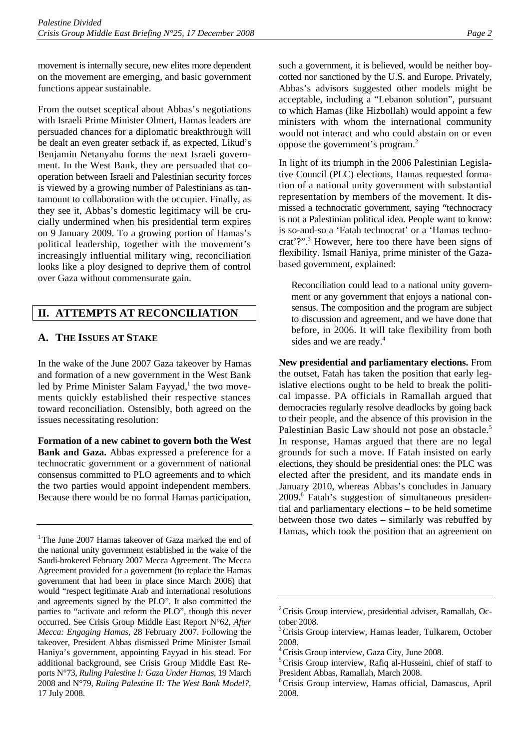movement is internally secure, new elites more dependent on the movement are emerging, and basic government functions appear sustainable.

From the outset sceptical about Abbas's negotiations with Israeli Prime Minister Olmert, Hamas leaders are persuaded chances for a diplomatic breakthrough will be dealt an even greater setback if, as expected, Likud's Benjamin Netanyahu forms the next Israeli government. In the West Bank, they are persuaded that cooperation between Israeli and Palestinian security forces is viewed by a growing number of Palestinians as tantamount to collaboration with the occupier. Finally, as they see it, Abbas's domestic legitimacy will be crucially undermined when his presidential term expires on 9 January 2009. To a growing portion of Hamas's political leadership, together with the movement's increasingly influential military wing, reconciliation looks like a ploy designed to deprive them of control over Gaza without commensurate gain.

## II. ATTEMPTS AT RECONCILIATION

### A. The Issues at Stake

In the wake of the June 2007 Gaza takeover by Hamas and formation of a new government in the West Bank led by Prime Minister Salam Fayyad,[1] the two movements quickly established their respective stances toward reconciliation. Ostensibly, both agreed on the issues necessitating resolution:

**Formation of a new cabinet to govern both the West Bank and Gaza.** Abbas expressed a preference for a technocratic government or a government of national consensus committed to PLO agreements and to which the two parties would appoint independent members. Because there would be no formal Hamas participation, such a government, it is believed, would be neither boycotted nor sanctioned by the U.S. and Europe. Privately, Abbas's advisors suggested other models might be acceptable, including a "Lebanon solution", pursuant to which Hamas (like Hizbollah) would appoint a few ministers with whom the international community would not interact and who could abstain on or even oppose the government's program.[2]

In light of its triumph in the 2006 Palestinian Legislative Council (PLC) elections, Hamas requested formation of a national unity government with substantial representation by members of the movement. It dismissed a technocratic government, saying "technocracy is not a Palestinian political idea. People want to know: is so-and-so a 'Fatah technocrat' or a 'Hamas technocrat'?".[3] However, here too there have been signs of flexibility. Ismail Haniya, prime minister of the Gaza-based government, explained:

> Reconciliation could lead to a national unity government or any government that enjoys a national consensus. The composition and the program are subject to discussion and agreement, and we have done that before, in 2006. It will take flexibility from both sides and we are ready.[4]

**New presidential and parliamentary elections.** From the outset, Fatah has taken the position that early legislative elections ought to be held to break the political impasse. PA officials in Ramallah argued that democracies regularly resolve deadlocks by going back to their people, and the absence of this provision in the Palestinian Basic Law should not pose an obstacle.[5] In response, Hamas argued that there are no legal grounds for such a move. If Fatah insisted on early elections, they should be presidential ones: the PLC was elected after the president, and its mandate ends in January 2010, whereas Abbas's concludes in January 2009.[6] Fatah's suggestion of simultaneous presidential and parliamentary elections – to be held sometime between those two dates – similarly was rebuffed by Hamas, which took the position that an agreement on

---

[1] The June 2007 Hamas takeover of Gaza marked the end of the national unity government established in the wake of the Saudi-brokered February 2007 Mecca Agreement. The Mecca Agreement provided for a government (to replace the Hamas government that had been in place since March 2006) that would "respect legitimate Arab and international resolutions and agreements signed by the PLO". It also committed the parties to "activate and reform the PLO", though this never occurred. See Crisis Group Middle East Report N°62, *After Mecca: Engaging Hamas*, 28 February 2007. Following the takeover, President Abbas dismissed Prime Minister Ismail Haniya's government, appointing Fayyad in his stead. For additional background, see Crisis Group Middle East Reports N°73, *Ruling Palestine I: Gaza Under Hamas*, 19 March 2008 and N°79, *Ruling Palestine II: The West Bank Model?*, 17 July 2008.

[2] Crisis Group interview, presidential adviser, Ramallah, October 2008.

[3] Crisis Group interview, Hamas leader, Tulkarem, October 2008.

[4] Crisis Group interview, Gaza City, June 2008.

[5] Crisis Group interview, Rafiq al-Husseini, chief of staff to President Abbas, Ramallah, March 2008.

[6] Crisis Group interview, Hamas official, Damascus, April 2008.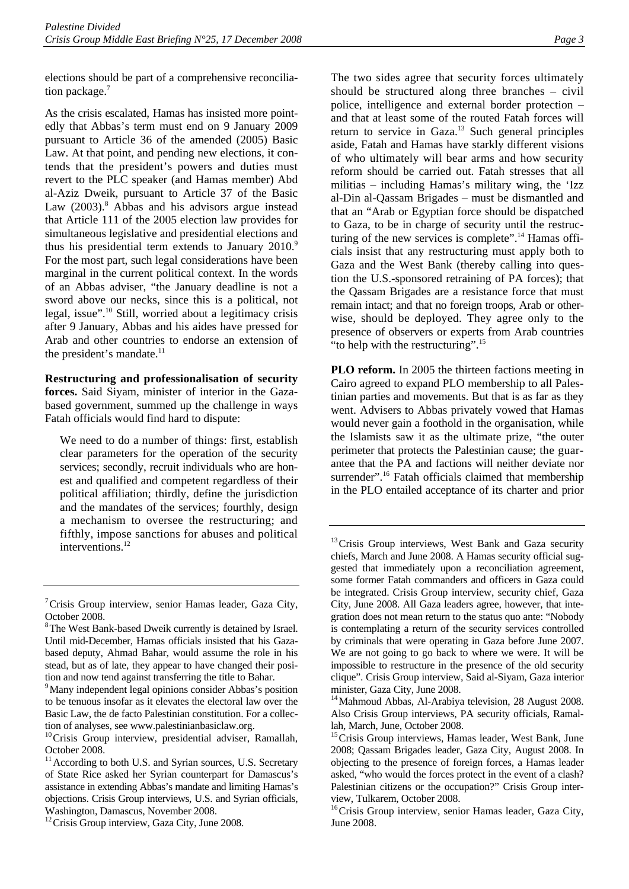elections should be part of a comprehensive reconciliation package.[7]

As the crisis escalated, Hamas has insisted more pointedly that Abbas's term must end on 9 January 2009 pursuant to Article 36 of the amended (2005) Basic Law. At that point, and pending new elections, it contends that the president's powers and duties must revert to the PLC speaker (and Hamas member) Abd al-Aziz Dweik, pursuant to Article 37 of the Basic Law (2003).[8] Abbas and his advisors argue instead that Article 111 of the 2005 election law provides for simultaneous legislative and presidential elections and thus his presidential term extends to January 2010.[9] For the most part, such legal considerations have been marginal in the current political context. In the words of an Abbas adviser, "the January deadline is not a sword above our necks, since this is a political, not legal, issue".[10] Still, worried about a legitimacy crisis after 9 January, Abbas and his aides have pressed for Arab and other countries to endorse an extension of the president's mandate.[11]

**Restructuring and professionalisation of security forces.** Said Siyam, minister of interior in the Gaza-based government, summed up the challenge in ways Fatah officials would find hard to dispute:

> We need to do a number of things: first, establish clear parameters for the operation of the security services; secondly, recruit individuals who are honest and qualified and competent regardless of their political affiliation; thirdly, define the jurisdiction and the mandates of the services; fourthly, design a mechanism to oversee the restructuring; and fifthly, impose sanctions for abuses and political interventions.[12]

The two sides agree that security forces ultimately should be structured along three branches – civil police, intelligence and external border protection – and that at least some of the routed Fatah forces will return to service in Gaza.[13] Such general principles aside, Fatah and Hamas have starkly different visions of who ultimately will bear arms and how security reform should be carried out. Fatah stresses that all militias – including Hamas's military wing, the 'Izz al-Din al-Qassam Brigades – must be dismantled and that an "Arab or Egyptian force should be dispatched to Gaza, to be in charge of security until the restructuring of the new services is complete".[14] Hamas officials insist that any restructuring must apply both to Gaza and the West Bank (thereby calling into question the U.S.-sponsored retraining of PA forces); that the Qassam Brigades are a resistance force that must remain intact; and that no foreign troops, Arab or otherwise, should be deployed. They agree only to the presence of observers or experts from Arab countries "to help with the restructuring".[15]

**PLO reform.** In 2005 the thirteen factions meeting in Cairo agreed to expand PLO membership to all Palestinian parties and movements. But that is as far as they went. Advisers to Abbas privately vowed that Hamas would never gain a foothold in the organisation, while the Islamists saw it as the ultimate prize, "the outer perimeter that protects the Palestinian cause; the guarantee that the PA and factions will neither deviate nor surrender".[16] Fatah officials claimed that membership in the PLO entailed acceptance of its charter and prior

---

[7] Crisis Group interview, senior Hamas leader, Gaza City, October 2008.

[8] The West Bank-based Dweik currently is detained by Israel. Until mid-December, Hamas officials insisted that his Gaza-based deputy, Ahmad Bahar, would assume the role in his stead, but as of late, they appear to have changed their position and now tend against transferring the title to Bahar.

[9] Many independent legal opinions consider Abbas's position to be tenuous insofar as it elevates the electoral law over the Basic Law, the de facto Palestinian constitution. For a collection of analyses, see www.palestinianbasiclaw.org.

[10] Crisis Group interview, presidential adviser, Ramallah, October 2008.

[11] According to both U.S. and Syrian sources, U.S. Secretary of State Rice asked her Syrian counterpart for Damascus's assistance in extending Abbas's mandate and limiting Hamas's objections. Crisis Group interviews, U.S. and Syrian officials, Washington, Damascus, November 2008.

[12] Crisis Group interview, Gaza City, June 2008.

[13] Crisis Group interviews, West Bank and Gaza security chiefs, March and June 2008. A Hamas security official suggested that immediately upon a reconciliation agreement, some former Fatah commanders and officers in Gaza could be integrated. Crisis Group interview, security chief, Gaza City, June 2008. All Gaza leaders agree, however, that integration does not mean return to the status quo ante: "Nobody is contemplating a return of the security services controlled by criminals that were operating in Gaza before June 2007. We are not going to go back to where we were. It will be impossible to restructure in the presence of the old security clique". Crisis Group interview, Said al-Siyam, Gaza interior minister, Gaza City, June 2008.

[14] Mahmoud Abbas, Al-Arabiya television, 28 August 2008. Also Crisis Group interviews, PA security officials, Ramallah, March, June, October 2008.

[15] Crisis Group interviews, Hamas leader, West Bank, June 2008; Qassam Brigades leader, Gaza City, August 2008. In objecting to the presence of foreign forces, a Hamas leader asked, "who would the forces protect in the event of a clash? Palestinian citizens or the occupation?" Crisis Group interview, Tulkarem, October 2008.

[16] Crisis Group interview, senior Hamas leader, Gaza City, June 2008.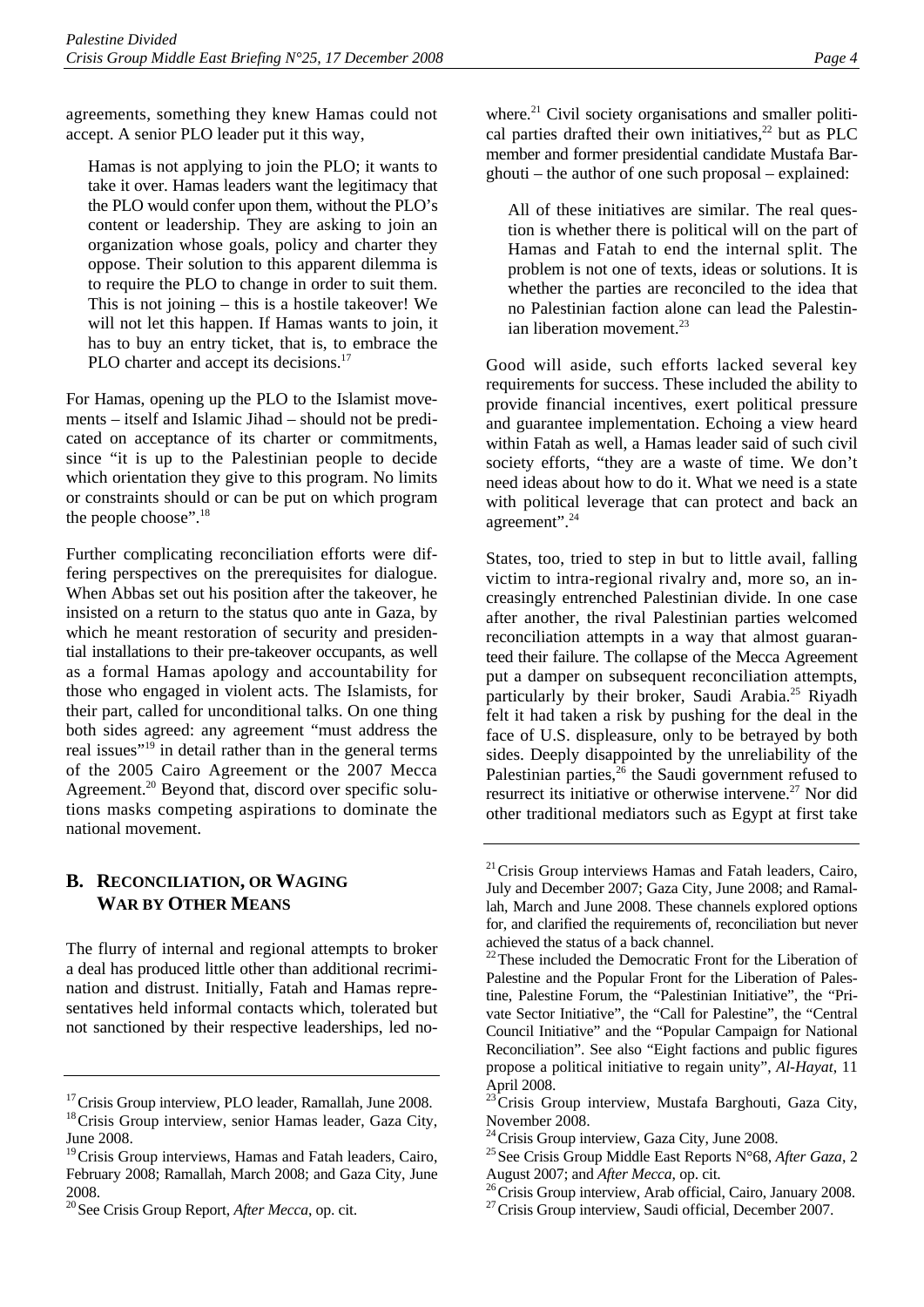agreements, something they knew Hamas could not accept. A senior PLO leader put it this way,

> Hamas is not applying to join the PLO; it wants to take it over. Hamas leaders want the legitimacy that the PLO would confer upon them, without the PLO's content or leadership. They are asking to join an organization whose goals, policy and charter they oppose. Their solution to this apparent dilemma is to require the PLO to change in order to suit them. This is not joining – this is a hostile takeover! We will not let this happen. If Hamas wants to join, it has to buy an entry ticket, that is, to embrace the PLO charter and accept its decisions.[17]

For Hamas, opening up the PLO to the Islamist movements – itself and Islamic Jihad – should not be predicated on acceptance of its charter or commitments, since "it is up to the Palestinian people to decide which orientation they give to this program. No limits or constraints should or can be put on which program the people choose".[18]

Further complicating reconciliation efforts were differing perspectives on the prerequisites for dialogue. When Abbas set out his position after the takeover, he insisted on a return to the status quo ante in Gaza, by which he meant restoration of security and presidential installations to their pre-takeover occupants, as well as a formal Hamas apology and accountability for those who engaged in violent acts. The Islamists, for their part, called for unconditional talks. On one thing both sides agreed: any agreement "must address the real issues"[19] in detail rather than in the general terms of the 2005 Cairo Agreement or the 2007 Mecca Agreement.[20] Beyond that, discord over specific solutions masks competing aspirations to dominate the national movement.

## B. Reconciliation, or Waging War by Other Means

The flurry of internal and regional attempts to broker a deal has produced little other than additional recrimination and distrust. Initially, Fatah and Hamas representatives held informal contacts which, tolerated but not sanctioned by their respective leaderships, led nowhere.[21] Civil society organisations and smaller political parties drafted their own initiatives,[22] but as PLC member and former presidential candidate Mustafa Barghouti – the author of one such proposal – explained:

> All of these initiatives are similar. The real question is whether there is political will on the part of Hamas and Fatah to end the internal split. The problem is not one of texts, ideas or solutions. It is whether the parties are reconciled to the idea that no Palestinian faction alone can lead the Palestinian liberation movement.[23]

Good will aside, such efforts lacked several key requirements for success. These included the ability to provide financial incentives, exert political pressure and guarantee implementation. Echoing a view heard within Fatah as well, a Hamas leader said of such civil society efforts, "they are a waste of time. We don't need ideas about how to do it. What we need is a state with political leverage that can protect and back an agreement".[24]

States, too, tried to step in but to little avail, falling victim to intra-regional rivalry and, more so, an increasingly entrenched Palestinian divide. In one case after another, the rival Palestinian parties welcomed reconciliation attempts in a way that almost guaranteed their failure. The collapse of the Mecca Agreement put a damper on subsequent reconciliation attempts, particularly by their broker, Saudi Arabia.[25] Riyadh felt it had taken a risk by pushing for the deal in the face of U.S. displeasure, only to be betrayed by both sides. Deeply disappointed by the unreliability of the Palestinian parties,[26] the Saudi government refused to resurrect its initiative or otherwise intervene.[27] Nor did other traditional mediators such as Egypt at first take

---

[17] Crisis Group interview, PLO leader, Ramallah, June 2008.

[18] Crisis Group interview, senior Hamas leader, Gaza City, June 2008.

[19] Crisis Group interviews, Hamas and Fatah leaders, Cairo, February 2008; Ramallah, March 2008; and Gaza City, June 2008.

[20] See Crisis Group Report, *After Mecca*, op. cit.

[21] Crisis Group interviews Hamas and Fatah leaders, Cairo, July and December 2007; Gaza City, June 2008; and Ramallah, March and June 2008. These channels explored options for, and clarified the requirements of, reconciliation but never achieved the status of a back channel.

[22] These included the Democratic Front for the Liberation of Palestine and the Popular Front for the Liberation of Palestine, Palestine Forum, the "Palestinian Initiative", the "Private Sector Initiative", the "Call for Palestine", the "Central Council Initiative" and the "Popular Campaign for National Reconciliation". See also "Eight factions and public figures propose a political initiative to regain unity", *Al-Hayat*, 11 April 2008.

[23] Crisis Group interview, Mustafa Barghouti, Gaza City, November 2008.

[24] Crisis Group interview, Gaza City, June 2008.

[25] See Crisis Group Middle East Reports N°68, *After Gaza*, 2 August 2007; and *After Mecca*, op. cit.

[26] Crisis Group interview, Arab official, Cairo, January 2008.

[27] Crisis Group interview, Saudi official, December 2007.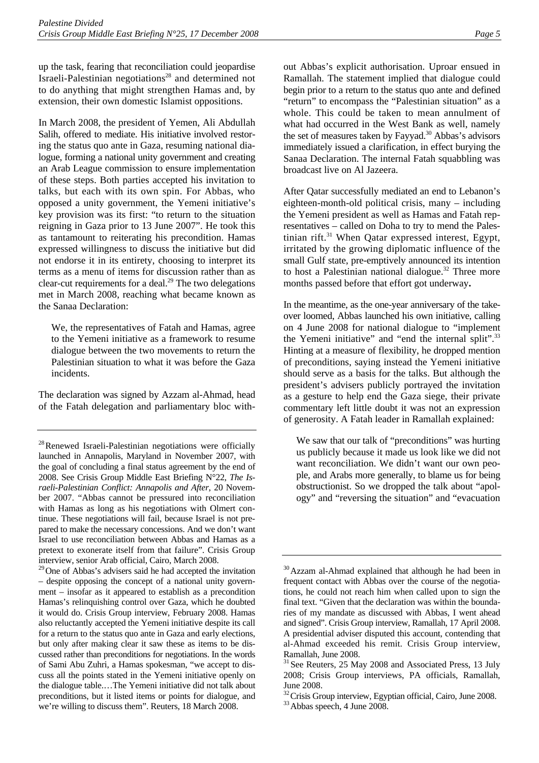up the task, fearing that reconciliation could jeopardise Israeli-Palestinian negotiations[28] and determined not to do anything that might strengthen Hamas and, by extension, their own domestic Islamist oppositions.

In March 2008, the president of Yemen, Ali Abdullah Salih, offered to mediate. His initiative involved restoring the status quo ante in Gaza, resuming national dialogue, forming a national unity government and creating an Arab League commission to ensure implementation of these steps. Both parties accepted his invitation to talks, but each with its own spin. For Abbas, who opposed a unity government, the Yemeni initiative's key provision was its first: "to return to the situation reigning in Gaza prior to 13 June 2007". He took this as tantamount to reiterating his precondition. Hamas expressed willingness to discuss the initiative but did not endorse it in its entirety, choosing to interpret its terms as a menu of items for discussion rather than as clear-cut requirements for a deal.[29] The two delegations met in March 2008, reaching what became known as the Sanaa Declaration:

> We, the representatives of Fatah and Hamas, agree to the Yemeni initiative as a framework to resume dialogue between the two movements to return the Palestinian situation to what it was before the Gaza incidents.

The declaration was signed by Azzam al-Ahmad, head of the Fatah delegation and parliamentary bloc without Abbas's explicit authorisation. Uproar ensued in Ramallah. The statement implied that dialogue could begin prior to a return to the status quo ante and defined "return" to encompass the "Palestinian situation" as a whole. This could be taken to mean annulment of what had occurred in the West Bank as well, namely the set of measures taken by Fayyad.[30] Abbas's advisors immediately issued a clarification, in effect burying the Sanaa Declaration. The internal Fatah squabbling was broadcast live on Al Jazeera.

After Qatar successfully mediated an end to Lebanon's eighteen-month-old political crisis, many – including the Yemeni president as well as Hamas and Fatah representatives – called on Doha to try to mend the Palestinian rift.[31] When Qatar expressed interest, Egypt, irritated by the growing diplomatic influence of the small Gulf state, pre-emptively announced its intention to host a Palestinian national dialogue.[32] Three more months passed before that effort got underway**.**

In the meantime, as the one-year anniversary of the takeover loomed, Abbas launched his own initiative, calling on 4 June 2008 for national dialogue to "implement the Yemeni initiative" and "end the internal split".[33] Hinting at a measure of flexibility, he dropped mention of preconditions, saying instead the Yemeni initiative should serve as a basis for the talks. But although the president's advisers publicly portrayed the invitation as a gesture to help end the Gaza siege, their private commentary left little doubt it was not an expression of generosity. A Fatah leader in Ramallah explained:

> We saw that our talk of "preconditions" was hurting us publicly because it made us look like we did not want reconciliation. We didn't want our own people, and Arabs more generally, to blame us for being obstructionist. So we dropped the talk about "apology" and "reversing the situation" and "evacuation

---

[28] Renewed Israeli-Palestinian negotiations were officially launched in Annapolis, Maryland in November 2007, with the goal of concluding a final status agreement by the end of 2008. See Crisis Group Middle East Briefing N°22, *The Israeli-Palestinian Conflict: Annapolis and After*, 20 November 2007. "Abbas cannot be pressured into reconciliation with Hamas as long as his negotiations with Olmert continue. These negotiations will fail, because Israel is not prepared to make the necessary concessions. And we don't want Israel to use reconciliation between Abbas and Hamas as a pretext to exonerate itself from that failure". Crisis Group interview, senior Arab official, Cairo, March 2008.

[29] One of Abbas's advisers said he had accepted the invitation – despite opposing the concept of a national unity government – insofar as it appeared to establish as a precondition Hamas's relinquishing control over Gaza, which he doubted it would do. Crisis Group interview, February 2008. Hamas also reluctantly accepted the Yemeni initiative despite its call for a return to the status quo ante in Gaza and early elections, but only after making clear it saw these as items to be discussed rather than preconditions for negotiations. In the words of Sami Abu Zuhri, a Hamas spokesman, "we accept to discuss all the points stated in the Yemeni initiative openly on the dialogue table.…The Yemeni initiative did not talk about preconditions, but it listed items or points for dialogue, and we're willing to discuss them". Reuters, 18 March 2008.

[30] Azzam al-Ahmad explained that although he had been in frequent contact with Abbas over the course of the negotiations, he could not reach him when called upon to sign the final text. "Given that the declaration was within the boundaries of my mandate as discussed with Abbas, I went ahead and signed". Crisis Group interview, Ramallah, 17 April 2008. A presidential adviser disputed this account, contending that al-Ahmad exceeded his remit. Crisis Group interview, Ramallah, June 2008.

[31] See Reuters, 25 May 2008 and Associated Press, 13 July 2008; Crisis Group interviews, PA officials, Ramallah, June 2008.

[32] Crisis Group interview, Egyptian official, Cairo, June 2008.

[33] Abbas speech, 4 June 2008.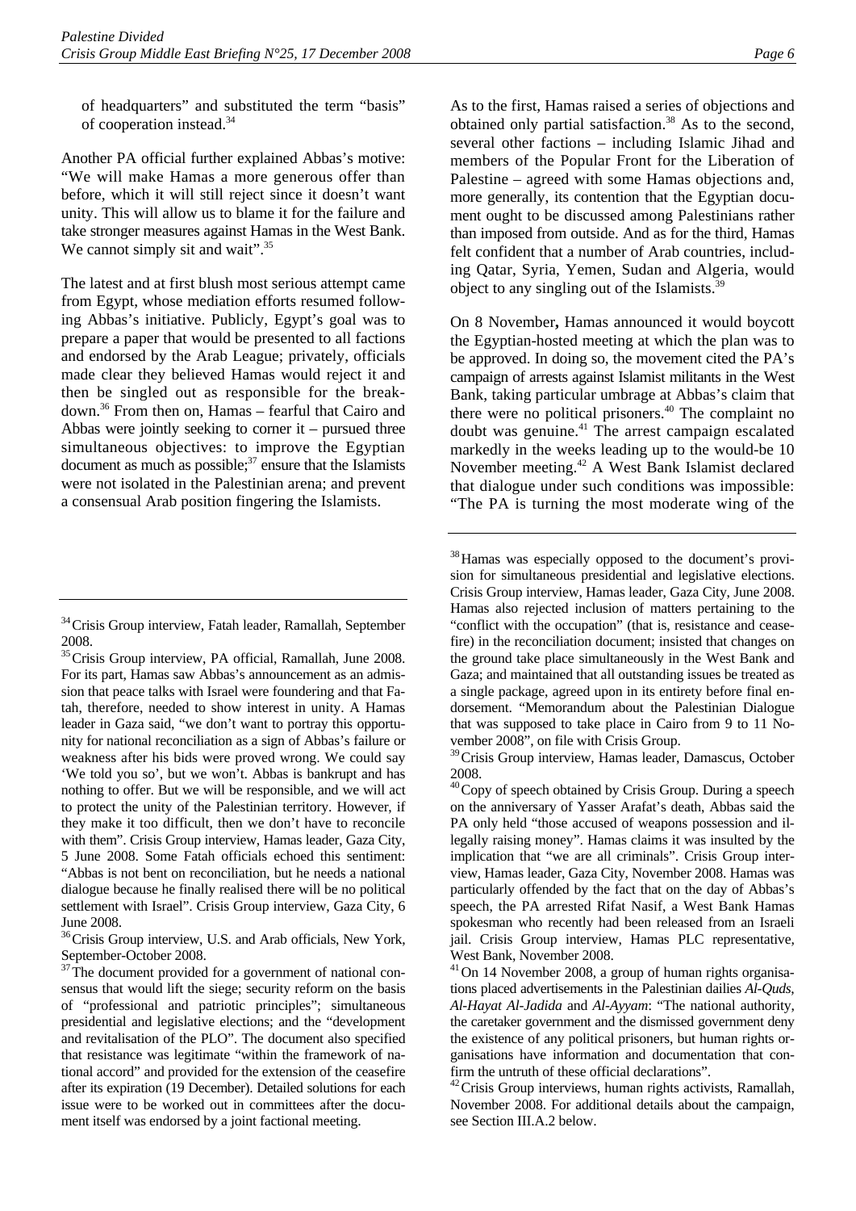of headquarters" and substituted the term "basis" of cooperation instead.[34]

Another PA official further explained Abbas's motive: "We will make Hamas a more generous offer than before, which it will still reject since it doesn't want unity. This will allow us to blame it for the failure and take stronger measures against Hamas in the West Bank. We cannot simply sit and wait".[35]

The latest and at first blush most serious attempt came from Egypt, whose mediation efforts resumed following Abbas's initiative. Publicly, Egypt's goal was to prepare a paper that would be presented to all factions and endorsed by the Arab League; privately, officials made clear they believed Hamas would reject it and then be singled out as responsible for the breakdown.[36] From then on, Hamas – fearful that Cairo and Abbas were jointly seeking to corner it – pursued three simultaneous objectives: to improve the Egyptian document as much as possible;[37] ensure that the Islamists were not isolated in the Palestinian arena; and prevent a consensual Arab position fingering the Islamists.

As to the first, Hamas raised a series of objections and obtained only partial satisfaction.[38] As to the second, several other factions – including Islamic Jihad and members of the Popular Front for the Liberation of Palestine – agreed with some Hamas objections and, more generally, its contention that the Egyptian document ought to be discussed among Palestinians rather than imposed from outside. And as for the third, Hamas felt confident that a number of Arab countries, including Qatar, Syria, Yemen, Sudan and Algeria, would object to any singling out of the Islamists.[39]

On 8 November**,** Hamas announced it would boycott the Egyptian-hosted meeting at which the plan was to be approved. In doing so, the movement cited the PA's campaign of arrests against Islamist militants in the West Bank, taking particular umbrage at Abbas's claim that there were no political prisoners.[40] The complaint no doubt was genuine.[41] The arrest campaign escalated markedly in the weeks leading up to the would-be 10 November meeting.[42] A West Bank Islamist declared that dialogue under such conditions was impossible: "The PA is turning the most moderate wing of the

---

[34] Crisis Group interview, Fatah leader, Ramallah, September 2008.

[35] Crisis Group interview, PA official, Ramallah, June 2008. For its part, Hamas saw Abbas's announcement as an admission that peace talks with Israel were foundering and that Fatah, therefore, needed to show interest in unity. A Hamas leader in Gaza said, "we don't want to portray this opportunity for national reconciliation as a sign of Abbas's failure or weakness after his bids were proved wrong. We could say 'We told you so', but we won't. Abbas is bankrupt and has nothing to offer. But we will be responsible, and we will act to protect the unity of the Palestinian territory. However, if they make it too difficult, then we don't have to reconcile with them". Crisis Group interview, Hamas leader, Gaza City, 5 June 2008. Some Fatah officials echoed this sentiment: "Abbas is not bent on reconciliation, but he needs a national dialogue because he finally realised there will be no political settlement with Israel". Crisis Group interview, Gaza City, 6 June 2008.

[36] Crisis Group interview, U.S. and Arab officials, New York, September-October 2008.

[37] The document provided for a government of national consensus that would lift the siege; security reform on the basis of "professional and patriotic principles"; simultaneous presidential and legislative elections; and the "development and revitalisation of the PLO". The document also specified that resistance was legitimate "within the framework of national accord" and provided for the extension of the ceasefire after its expiration (19 December). Detailed solutions for each issue were to be worked out in committees after the document itself was endorsed by a joint factional meeting.

[38] Hamas was especially opposed to the document's provision for simultaneous presidential and legislative elections. Crisis Group interview, Hamas leader, Gaza City, June 2008. Hamas also rejected inclusion of matters pertaining to the "conflict with the occupation" (that is, resistance and ceasefire) in the reconciliation document; insisted that changes on the ground take place simultaneously in the West Bank and Gaza; and maintained that all outstanding issues be treated as a single package, agreed upon in its entirety before final endorsement. "Memorandum about the Palestinian Dialogue that was supposed to take place in Cairo from 9 to 11 November 2008", on file with Crisis Group.

[39] Crisis Group interview, Hamas leader, Damascus, October 2008.

[40] Copy of speech obtained by Crisis Group. During a speech on the anniversary of Yasser Arafat's death, Abbas said the PA only held "those accused of weapons possession and illegally raising money". Hamas claims it was insulted by the implication that "we are all criminals". Crisis Group interview, Hamas leader, Gaza City, November 2008. Hamas was particularly offended by the fact that on the day of Abbas's speech, the PA arrested Rifat Nasif, a West Bank Hamas spokesman who recently had been released from an Israeli jail. Crisis Group interview, Hamas PLC representative, West Bank, November 2008.

[41] On 14 November 2008, a group of human rights organisations placed advertisements in the Palestinian dailies *Al-Quds*, *Al-Hayat Al-Jadida* and *Al-Ayyam*: "The national authority, the caretaker government and the dismissed government deny the existence of any political prisoners, but human rights organisations have information and documentation that confirm the untruth of these official declarations".

[42] Crisis Group interviews, human rights activists, Ramallah, November 2008. For additional details about the campaign, see Section III.A.2 below.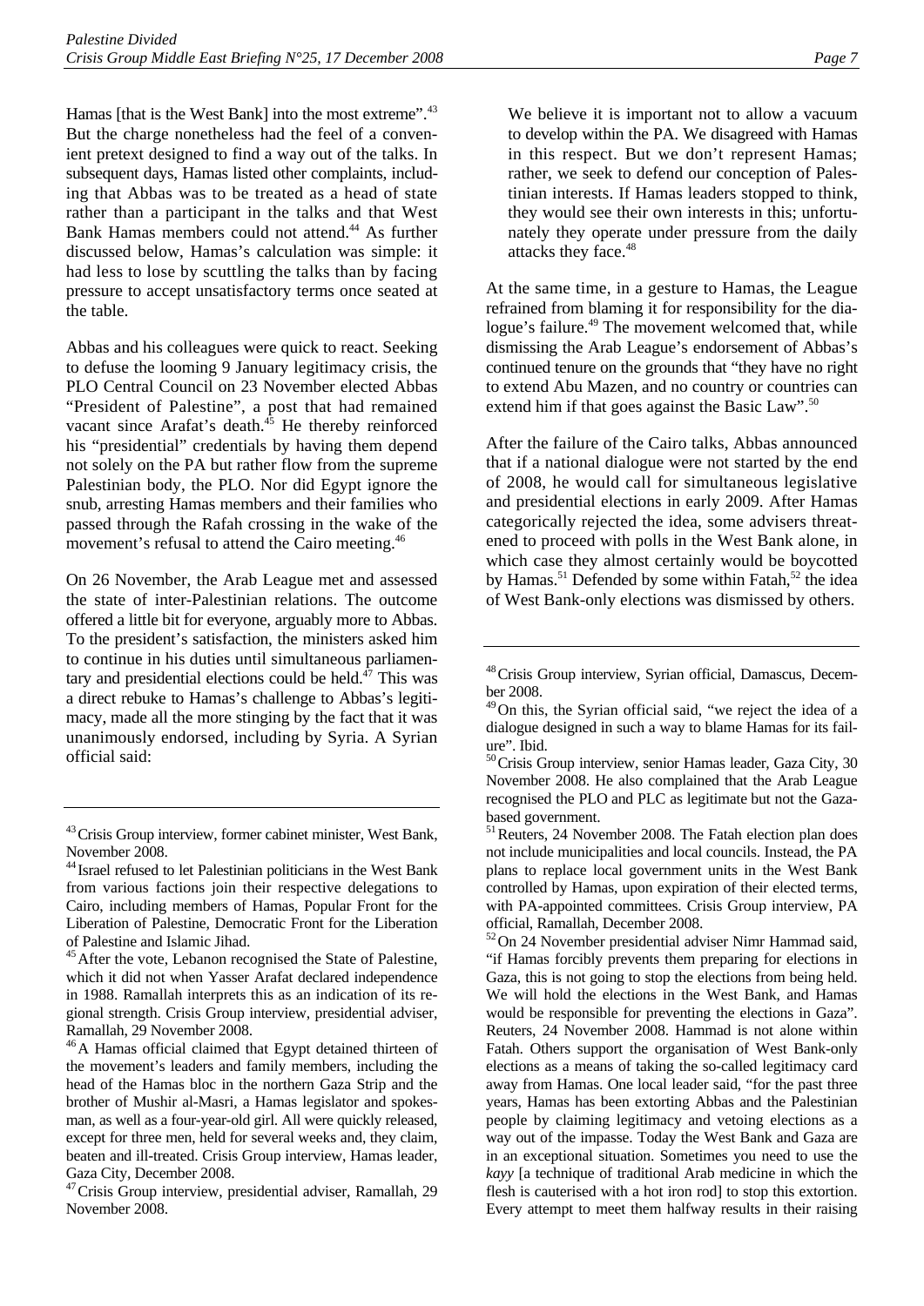Hamas [that is the West Bank] into the most extreme".[43] But the charge nonetheless had the feel of a convenient pretext designed to find a way out of the talks. In subsequent days, Hamas listed other complaints, including that Abbas was to be treated as a head of state rather than a participant in the talks and that West Bank Hamas members could not attend.[44] As further discussed below, Hamas's calculation was simple: it had less to lose by scuttling the talks than by facing pressure to accept unsatisfactory terms once seated at the table.

Abbas and his colleagues were quick to react. Seeking to defuse the looming 9 January legitimacy crisis, the PLO Central Council on 23 November elected Abbas "President of Palestine", a post that had remained vacant since Arafat's death.[45] He thereby reinforced his "presidential" credentials by having them depend not solely on the PA but rather flow from the supreme Palestinian body, the PLO. Nor did Egypt ignore the snub, arresting Hamas members and their families who passed through the Rafah crossing in the wake of the movement's refusal to attend the Cairo meeting.[46]

On 26 November, the Arab League met and assessed the state of inter-Palestinian relations. The outcome offered a little bit for everyone, arguably more to Abbas. To the president's satisfaction, the ministers asked him to continue in his duties until simultaneous parliamentary and presidential elections could be held.[47] This was a direct rebuke to Hamas's challenge to Abbas's legitimacy, made all the more stinging by the fact that it was unanimously endorsed, including by Syria. A Syrian official said:

> We believe it is important not to allow a vacuum to develop within the PA. We disagreed with Hamas in this respect. But we don't represent Hamas; rather, we seek to defend our conception of Palestinian interests. If Hamas leaders stopped to think, they would see their own interests in this; unfortunately they operate under pressure from the daily attacks they face.[48]

At the same time, in a gesture to Hamas, the League refrained from blaming it for responsibility for the dialogue's failure.[49] The movement welcomed that, while dismissing the Arab League's endorsement of Abbas's continued tenure on the grounds that "they have no right to extend Abu Mazen, and no country or countries can extend him if that goes against the Basic Law".[50]

After the failure of the Cairo talks, Abbas announced that if a national dialogue were not started by the end of 2008, he would call for simultaneous legislative and presidential elections in early 2009. After Hamas categorically rejected the idea, some advisers threatened to proceed with polls in the West Bank alone, in which case they almost certainly would be boycotted by Hamas.[51] Defended by some within Fatah,[52] the idea of West Bank-only elections was dismissed by others.

---

[43] Crisis Group interview, former cabinet minister, West Bank, November 2008.

[44] Israel refused to let Palestinian politicians in the West Bank from various factions join their respective delegations to Cairo, including members of Hamas, Popular Front for the Liberation of Palestine, Democratic Front for the Liberation of Palestine and Islamic Jihad.

[45] After the vote, Lebanon recognised the State of Palestine, which it did not when Yasser Arafat declared independence in 1988. Ramallah interprets this as an indication of its regional strength. Crisis Group interview, presidential adviser, Ramallah, 29 November 2008.

[46] A Hamas official claimed that Egypt detained thirteen of the movement's leaders and family members, including the head of the Hamas bloc in the northern Gaza Strip and the brother of Mushir al-Masri, a Hamas legislator and spokesman, as well as a four-year-old girl. All were quickly released, except for three men, held for several weeks and, they claim, beaten and ill-treated. Crisis Group interview, Hamas leader, Gaza City, December 2008.

[47] Crisis Group interview, presidential adviser, Ramallah, 29 November 2008.

[48] Crisis Group interview, Syrian official, Damascus, December 2008.

[49] On this, the Syrian official said, "we reject the idea of a dialogue designed in such a way to blame Hamas for its failure". Ibid.

[50] Crisis Group interview, senior Hamas leader, Gaza City, 30 November 2008. He also complained that the Arab League recognised the PLO and PLC as legitimate but not the Gaza-based government.

[51] Reuters, 24 November 2008. The Fatah election plan does not include municipalities and local councils. Instead, the PA plans to replace local government units in the West Bank controlled by Hamas, upon expiration of their elected terms, with PA-appointed committees. Crisis Group interview, PA official, Ramallah, December 2008.

[52] On 24 November presidential adviser Nimr Hammad said, "if Hamas forcibly prevents them preparing for elections in Gaza, this is not going to stop the elections from being held. We will hold the elections in the West Bank, and Hamas would be responsible for preventing the elections in Gaza". Reuters, 24 November 2008. Hammad is not alone within Fatah. Others support the organisation of West Bank-only elections as a means of taking the so-called legitimacy card away from Hamas. One local leader said, "for the past three years, Hamas has been extorting Abbas and the Palestinian people by claiming legitimacy and vetoing elections as a way out of the impasse. Today the West Bank and Gaza are in an exceptional situation. Sometimes you need to use the *kayy* [a technique of traditional Arab medicine in which the flesh is cauterised with a hot iron rod] to stop this extortion. Every attempt to meet them halfway results in their raising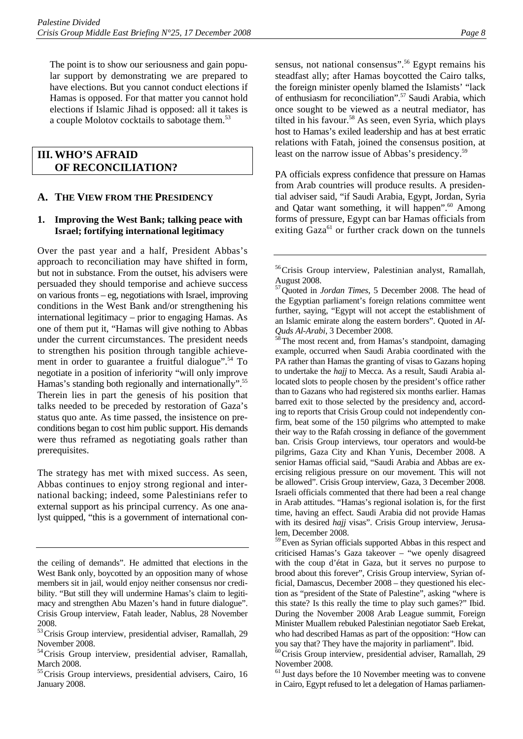The point is to show our seriousness and gain popular support by demonstrating we are prepared to have elections. But you cannot conduct elections if Hamas is opposed. For that matter you cannot hold elections if Islamic Jihad is opposed: all it takes is a couple Molotov cocktails to sabotage them.[53]

## III. WHO'S AFRAID OF RECONCILIATION?

### A. THE VIEW FROM THE PRESIDENCY

#### 1. Improving the West Bank; talking peace with Israel; fortifying international legitimacy

Over the past year and a half, President Abbas's approach to reconciliation may have shifted in form, but not in substance. From the outset, his advisers were persuaded they should temporise and achieve success on various fronts – eg, negotiations with Israel, improving conditions in the West Bank and/or strengthening his international legitimacy – prior to engaging Hamas. As one of them put it, "Hamas will give nothing to Abbas under the current circumstances. The president needs to strengthen his position through tangible achievement in order to guarantee a fruitful dialogue".[54] To negotiate in a position of inferiority "will only improve Hamas's standing both regionally and internationally".[55] Therein lies in part the genesis of his position that talks needed to be preceded by restoration of Gaza's status quo ante. As time passed, the insistence on preconditions began to cost him public support. His demands were thus reframed as negotiating goals rather than prerequisites.

The strategy has met with mixed success. As seen, Abbas continues to enjoy strong regional and international backing; indeed, some Palestinians refer to external support as his principal currency. As one analyst quipped, "this is a government of international consensus, not national consensus".[56] Egypt remains his steadfast ally; after Hamas boycotted the Cairo talks, the foreign minister openly blamed the Islamists' "lack of enthusiasm for reconciliation".[57] Saudi Arabia, which once sought to be viewed as a neutral mediator, has tilted in his favour.[58] As seen, even Syria, which plays host to Hamas's exiled leadership and has at best erratic relations with Fatah, joined the consensus position, at least on the narrow issue of Abbas's presidency.[59]

PA officials express confidence that pressure on Hamas from Arab countries will produce results. A presidential adviser said, "if Saudi Arabia, Egypt, Jordan, Syria and Qatar want something, it will happen".[60] Among forms of pressure, Egypt can bar Hamas officials from exiting Gaza[61] or further crack down on the tunnels

---

the ceiling of demands". He admitted that elections in the West Bank only, boycotted by an opposition many of whose members sit in jail, would enjoy neither consensus nor credibility. "But still they will undermine Hamas's claim to legitimacy and strengthen Abu Mazen's hand in future dialogue". Crisis Group interview, Fatah leader, Nablus, 28 November 2008.

[53] Crisis Group interview, presidential adviser, Ramallah, 29 November 2008.

[54] Crisis Group interview, presidential adviser, Ramallah, March 2008.

[55] Crisis Group interviews, presidential advisers, Cairo, 16 January 2008.

[56] Crisis Group interview, Palestinian analyst, Ramallah, August 2008.

[57] Quoted in *Jordan Times*, 5 December 2008. The head of the Egyptian parliament's foreign relations committee went further, saying, "Egypt will not accept the establishment of an Islamic emirate along the eastern borders". Quoted in *Al-Quds Al-Arabi*, 3 December 2008.

[58] The most recent and, from Hamas's standpoint, damaging example, occurred when Saudi Arabia coordinated with the PA rather than Hamas the granting of visas to Gazans hoping to undertake the *hajj* to Mecca. As a result, Saudi Arabia allocated slots to people chosen by the president's office rather than to Gazans who had registered six months earlier. Hamas barred exit to those selected by the presidency and, according to reports that Crisis Group could not independently confirm, beat some of the 150 pilgrims who attempted to make their way to the Rafah crossing in defiance of the government ban. Crisis Group interviews, tour operators and would-be pilgrims, Gaza City and Khan Yunis, December 2008. A senior Hamas official said, "Saudi Arabia and Abbas are exercising religious pressure on our movement. This will not be allowed". Crisis Group interview, Gaza, 3 December 2008. Israeli officials commented that there had been a real change in Arab attitudes. "Hamas's regional isolation is, for the first time, having an effect. Saudi Arabia did not provide Hamas with its desired *hajj* visas". Crisis Group interview, Jerusalem, December 2008.

[59] Even as Syrian officials supported Abbas in this respect and criticised Hamas's Gaza takeover – "we openly disagreed with the coup d'état in Gaza, but it serves no purpose to brood about this forever", Crisis Group interview, Syrian official, Damascus, December 2008 – they questioned his election as "president of the State of Palestine", asking "where is this state? Is this really the time to play such games?" Ibid. During the November 2008 Arab League summit, Foreign Minister Muallem rebuked Palestinian negotiator Saeb Erekat, who had described Hamas as part of the opposition: "How can you say that? They have the majority in parliament". Ibid.

[60] Crisis Group interview, presidential adviser, Ramallah, 29 November 2008.

[61] Just days before the 10 November meeting was to convene in Cairo, Egypt refused to let a delegation of Hamas parliamen-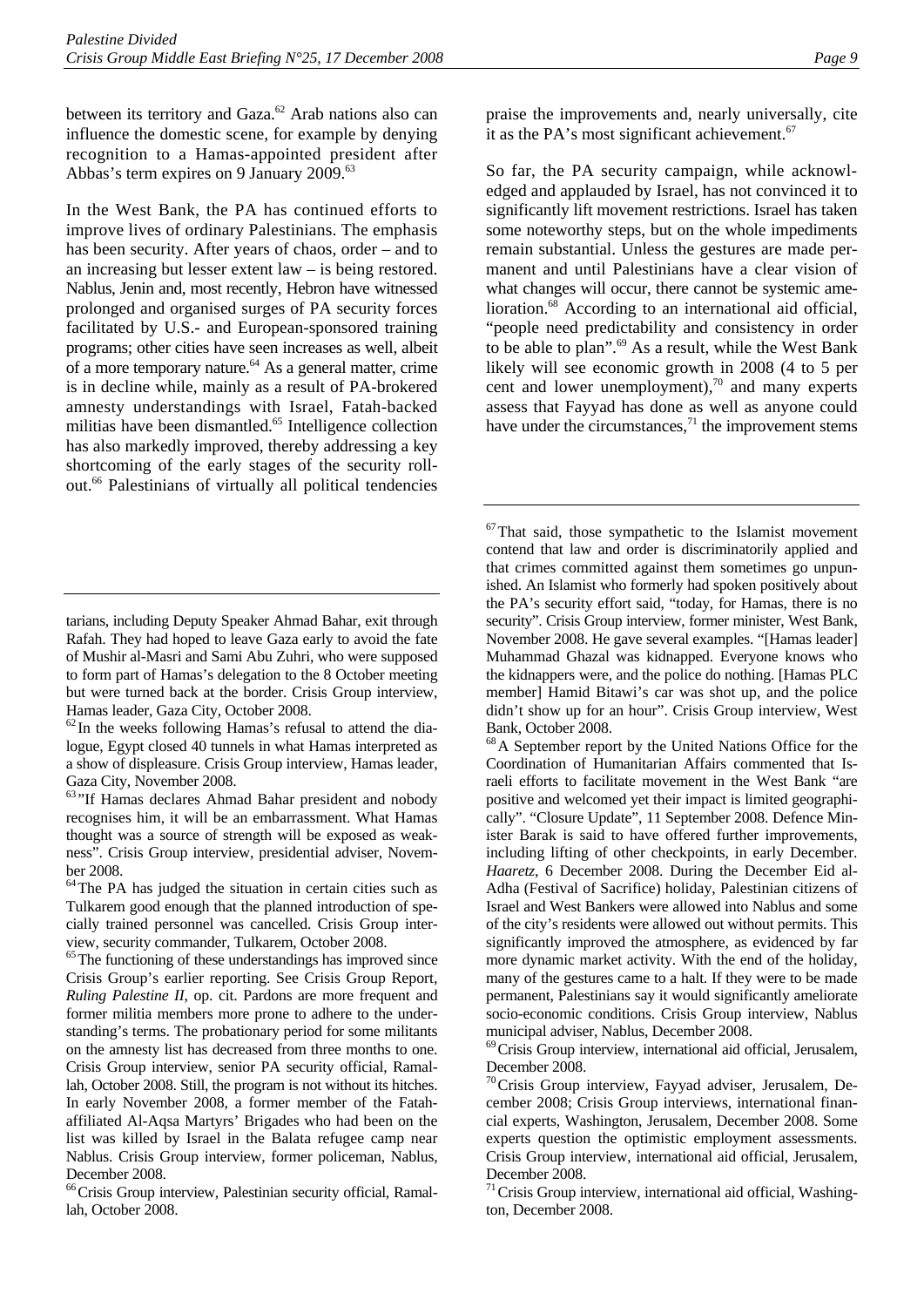between its territory and Gaza.[62] Arab nations also can influence the domestic scene, for example by denying recognition to a Hamas-appointed president after Abbas's term expires on 9 January 2009.[63]

In the West Bank, the PA has continued efforts to improve lives of ordinary Palestinians. The emphasis has been security. After years of chaos, order – and to an increasing but lesser extent law – is being restored. Nablus, Jenin and, most recently, Hebron have witnessed prolonged and organised surges of PA security forces facilitated by U.S.- and European-sponsored training programs; other cities have seen increases as well, albeit of a more temporary nature.[64] As a general matter, crime is in decline while, mainly as a result of PA-brokered amnesty understandings with Israel, Fatah-backed militias have been dismantled.[65] Intelligence collection has also markedly improved, thereby addressing a key shortcoming of the early stages of the security roll-out.[66] Palestinians of virtually all political tendencies praise the improvements and, nearly universally, cite it as the PA's most significant achievement.[67]

So far, the PA security campaign, while acknowledged and applauded by Israel, has not convinced it to significantly lift movement restrictions. Israel has taken some noteworthy steps, but on the whole impediments remain substantial. Unless the gestures are made permanent and until Palestinians have a clear vision of what changes will occur, there cannot be systemic amelioration.[68] According to an international aid official, "people need predictability and consistency in order to be able to plan".[69] As a result, while the West Bank likely will see economic growth in 2008 (4 to 5 per cent and lower unemployment),[70] and many experts assess that Fayyad has done as well as anyone could have under the circumstances,[71] the improvement stems

---

tarians, including Deputy Speaker Ahmad Bahar, exit through Rafah. They had hoped to leave Gaza early to avoid the fate of Mushir al-Masri and Sami Abu Zuhri, who were supposed to form part of Hamas's delegation to the 8 October meeting but were turned back at the border. Crisis Group interview, Hamas leader, Gaza City, October 2008.

[62] In the weeks following Hamas's refusal to attend the dialogue, Egypt closed 40 tunnels in what Hamas interpreted as a show of displeasure. Crisis Group interview, Hamas leader, Gaza City, November 2008.

[63] "If Hamas declares Ahmad Bahar president and nobody recognises him, it will be an embarrassment. What Hamas thought was a source of strength will be exposed as weakness". Crisis Group interview, presidential adviser, November 2008.

[64] The PA has judged the situation in certain cities such as Tulkarem good enough that the planned introduction of specially trained personnel was cancelled. Crisis Group interview, security commander, Tulkarem, October 2008.

[65] The functioning of these understandings has improved since Crisis Group's earlier reporting. See Crisis Group Report, *Ruling Palestine II*, op. cit. Pardons are more frequent and former militia members more prone to adhere to the understanding's terms. The probationary period for some militants on the amnesty list has decreased from three months to one. Crisis Group interview, senior PA security official, Ramallah, October 2008. Still, the program is not without its hitches. In early November 2008, a former member of the Fatah-affiliated Al-Aqsa Martyrs' Brigades who had been on the list was killed by Israel in the Balata refugee camp near Nablus. Crisis Group interview, former policeman, Nablus, December 2008.

[66] Crisis Group interview, Palestinian security official, Ramallah, October 2008.

[67] That said, those sympathetic to the Islamist movement contend that law and order is discriminatorily applied and that crimes committed against them sometimes go unpunished. An Islamist who formerly had spoken positively about the PA's security effort said, "today, for Hamas, there is no security". Crisis Group interview, former minister, West Bank, November 2008. He gave several examples. "[Hamas leader] Muhammad Ghazal was kidnapped. Everyone knows who the kidnappers were, and the police do nothing. [Hamas PLC member] Hamid Bitawi's car was shot up, and the police didn't show up for an hour". Crisis Group interview, West Bank, October 2008.

[68] A September report by the United Nations Office for the Coordination of Humanitarian Affairs commented that Israeli efforts to facilitate movement in the West Bank "are positive and welcomed yet their impact is limited geographically". "Closure Update", 11 September 2008. Defence Minister Barak is said to have offered further improvements, including lifting of other checkpoints, in early December. *Haaretz*, 6 December 2008. During the December Eid al-Adha (Festival of Sacrifice) holiday, Palestinian citizens of Israel and West Bankers were allowed into Nablus and some of the city's residents were allowed out without permits. This significantly improved the atmosphere, as evidenced by far more dynamic market activity. With the end of the holiday, many of the gestures came to a halt. If they were to be made permanent, Palestinians say it would significantly ameliorate socio-economic conditions. Crisis Group interview, Nablus municipal adviser, Nablus, December 2008.

[69] Crisis Group interview, international aid official, Jerusalem, December 2008.

[70] Crisis Group interview, Fayyad adviser, Jerusalem, December 2008; Crisis Group interviews, international financial experts, Washington, Jerusalem, December 2008. Some experts question the optimistic employment assessments. Crisis Group interview, international aid official, Jerusalem, December 2008.

[71] Crisis Group interview, international aid official, Washington, December 2008.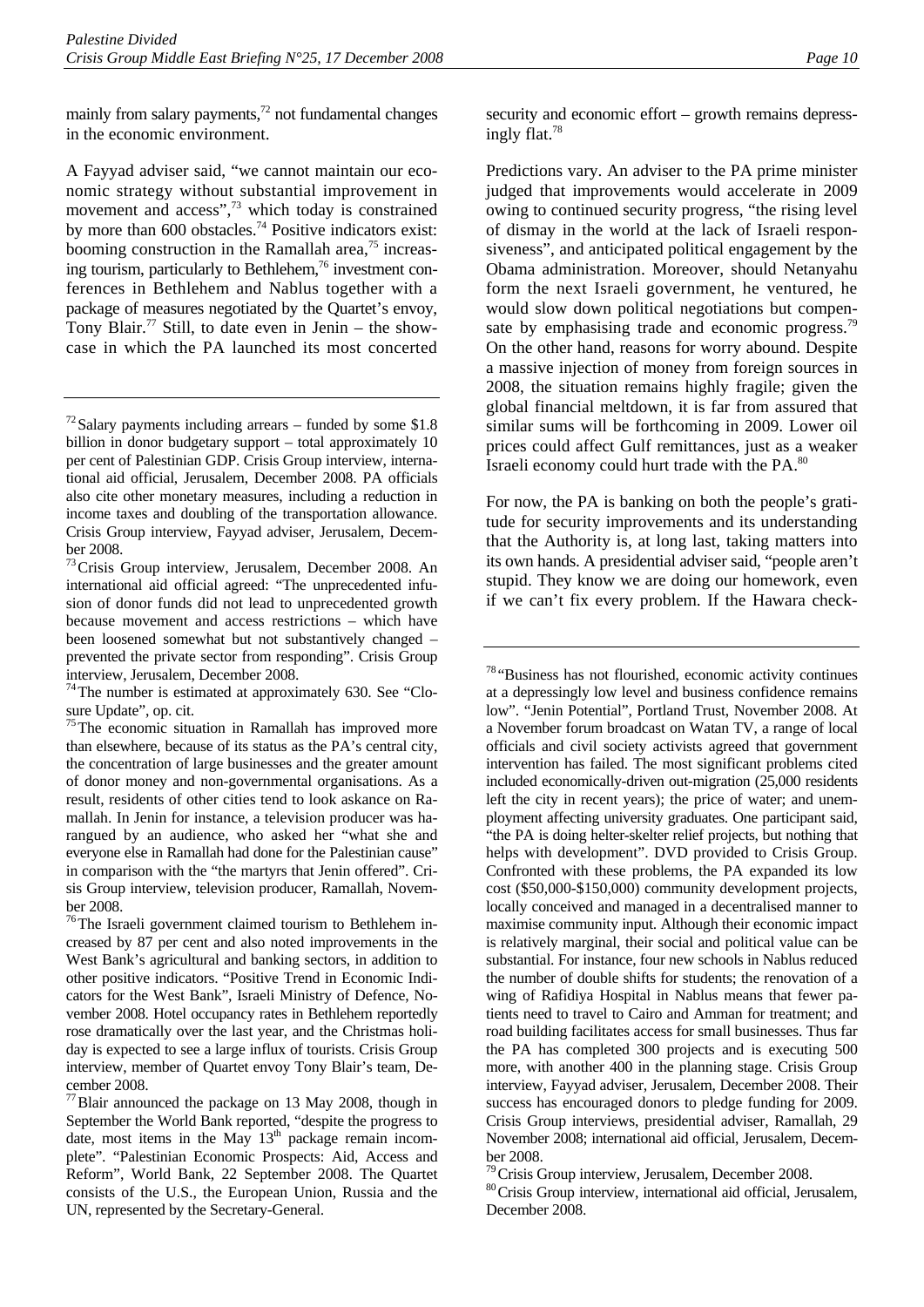mainly from salary payments,[72] not fundamental changes in the economic environment.

A Fayyad adviser said, "we cannot maintain our economic strategy without substantial improvement in movement and access",[73] which today is constrained by more than 600 obstacles.[74] Positive indicators exist: booming construction in the Ramallah area,[75] increasing tourism, particularly to Bethlehem,[76] investment conferences in Bethlehem and Nablus together with a package of measures negotiated by the Quartet's envoy, Tony Blair.[77] Still, to date even in Jenin – the showcase in which the PA launched its most concerted security and economic effort – growth remains depressingly flat.[78]

Predictions vary. An adviser to the PA prime minister judged that improvements would accelerate in 2009 owing to continued security progress, "the rising level of dismay in the world at the lack of Israeli responsiveness", and anticipated political engagement by the Obama administration. Moreover, should Netanyahu form the next Israeli government, he ventured, he would slow down political negotiations but compensate by emphasising trade and economic progress.[79] On the other hand, reasons for worry abound. Despite a massive injection of money from foreign sources in 2008, the situation remains highly fragile; given the global financial meltdown, it is far from assured that similar sums will be forthcoming in 2009. Lower oil prices could affect Gulf remittances, just as a weaker Israeli economy could hurt trade with the PA.[80]

For now, the PA is banking on both the people's gratitude for security improvements and its understanding that the Authority is, at long last, taking matters into its own hands. A presidential adviser said, "people aren't stupid. They know we are doing our homework, even if we can't fix every problem. If the Hawara check-

---

[72] Salary payments including arrears – funded by some $1.8 billion in donor budgetary support – total approximately 10 per cent of Palestinian GDP. Crisis Group interview, international aid official, Jerusalem, December 2008. PA officials also cite other monetary measures, including a reduction in income taxes and doubling of the transportation allowance. Crisis Group interview, Fayyad adviser, Jerusalem, December 2008.

[73] Crisis Group interview, Jerusalem, December 2008. An international aid official agreed: "The unprecedented infusion of donor funds did not lead to unprecedented growth because movement and access restrictions – which have been loosened somewhat but not substantively changed – prevented the private sector from responding". Crisis Group interview, Jerusalem, December 2008.

[74] The number is estimated at approximately 630. See "Closure Update", op. cit.

[75] The economic situation in Ramallah has improved more than elsewhere, because of its status as the PA's central city, the concentration of large businesses and the greater amount of donor money and non-governmental organisations. As a result, residents of other cities tend to look askance on Ramallah. In Jenin for instance, a television producer was harangued by an audience, who asked her "what she and everyone else in Ramallah had done for the Palestinian cause" in comparison with the "the martyrs that Jenin offered". Crisis Group interview, television producer, Ramallah, November 2008.

[76] The Israeli government claimed tourism to Bethlehem increased by 87 per cent and also noted improvements in the West Bank's agricultural and banking sectors, in addition to other positive indicators. "Positive Trend in Economic Indicators for the West Bank", Israeli Ministry of Defence, November 2008. Hotel occupancy rates in Bethlehem reportedly rose dramatically over the last year, and the Christmas holiday is expected to see a large influx of tourists. Crisis Group interview, member of Quartet envoy Tony Blair's team, December 2008.

[77] Blair announced the package on 13 May 2008, though in September the World Bank reported, "despite the progress to date, most items in the May 13th package remain incomplete". "Palestinian Economic Prospects: Aid, Access and Reform", World Bank, 22 September 2008. The Quartet consists of the U.S., the European Union, Russia and the UN, represented by the Secretary-General.

[78] "Business has not flourished, economic activity continues at a depressingly low level and business confidence remains low". "Jenin Potential", Portland Trust, November 2008. At a November forum broadcast on Watan TV, a range of local officials and civil society activists agreed that government intervention has failed. The most significant problems cited included economically-driven out-migration (25,000 residents left the city in recent years); the price of water; and unemployment affecting university graduates. One participant said, "the PA is doing helter-skelter relief projects, but nothing that helps with development". DVD provided to Crisis Group. Confronted with these problems, the PA expanded its low cost ($50,000-$150,000) community development projects, locally conceived and managed in a decentralised manner to maximise community input. Although their economic impact is relatively marginal, their social and political value can be substantial. For instance, four new schools in Nablus reduced the number of double shifts for students; the renovation of a wing of Rafidiya Hospital in Nablus means that fewer patients need to travel to Cairo and Amman for treatment; and road building facilitates access for small businesses. Thus far the PA has completed 300 projects and is executing 500 more, with another 400 in the planning stage. Crisis Group interview, Fayyad adviser, Jerusalem, December 2008. Their success has encouraged donors to pledge funding for 2009. Crisis Group interviews, presidential adviser, Ramallah, 29 November 2008; international aid official, Jerusalem, December 2008.

[79] Crisis Group interview, Jerusalem, December 2008.

[80] Crisis Group interview, international aid official, Jerusalem, December 2008.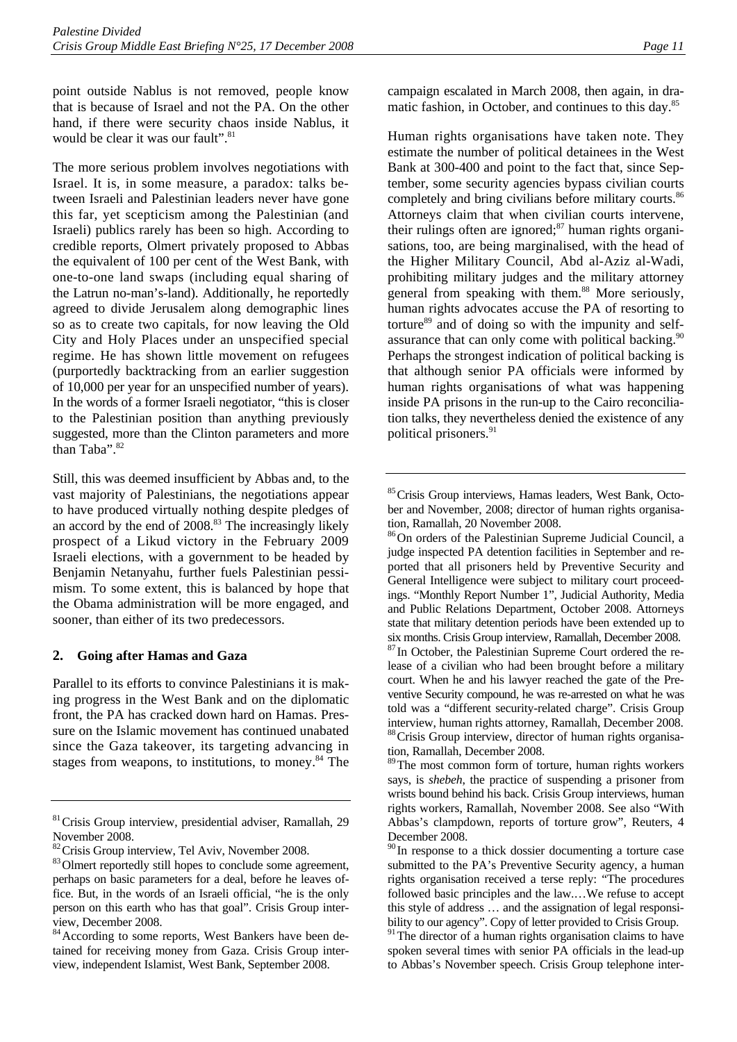point outside Nablus is not removed, people know that is because of Israel and not the PA. On the other hand, if there were security chaos inside Nablus, it would be clear it was our fault".[81]

The more serious problem involves negotiations with Israel. It is, in some measure, a paradox: talks between Israeli and Palestinian leaders never have gone this far, yet scepticism among the Palestinian (and Israeli) publics rarely has been so high. According to credible reports, Olmert privately proposed to Abbas the equivalent of 100 per cent of the West Bank, with one-to-one land swaps (including equal sharing of the Latrun no-man's-land). Additionally, he reportedly agreed to divide Jerusalem along demographic lines so as to create two capitals, for now leaving the Old City and Holy Places under an unspecified special regime. He has shown little movement on refugees (purportedly backtracking from an earlier suggestion of 10,000 per year for an unspecified number of years). In the words of a former Israeli negotiator, "this is closer to the Palestinian position than anything previously suggested, more than the Clinton parameters and more than Taba".[82]

Still, this was deemed insufficient by Abbas and, to the vast majority of Palestinians, the negotiations appear to have produced virtually nothing despite pledges of an accord by the end of 2008.[83] The increasingly likely prospect of a Likud victory in the February 2009 Israeli elections, with a government to be headed by Benjamin Netanyahu, further fuels Palestinian pessimism. To some extent, this is balanced by hope that the Obama administration will be more engaged, and sooner, than either of its two predecessors.

### 2. Going after Hamas and Gaza

Parallel to its efforts to convince Palestinians it is making progress in the West Bank and on the diplomatic front, the PA has cracked down hard on Hamas. Pressure on the Islamic movement has continued unabated since the Gaza takeover, its targeting advancing in stages from weapons, to institutions, to money.[84] The campaign escalated in March 2008, then again, in dramatic fashion, in October, and continues to this day.[85]

Human rights organisations have taken note. They estimate the number of political detainees in the West Bank at 300-400 and point to the fact that, since September, some security agencies bypass civilian courts completely and bring civilians before military courts.[86] Attorneys claim that when civilian courts intervene, their rulings often are ignored;[87] human rights organisations, too, are being marginalised, with the head of the Higher Military Council, Abd al-Aziz al-Wadi, prohibiting military judges and the military attorney general from speaking with them.[88] More seriously, human rights advocates accuse the PA of resorting to torture[89] and of doing so with the impunity and self-assurance that can only come with political backing.[90] Perhaps the strongest indication of political backing is that although senior PA officials were informed by human rights organisations of what was happening inside PA prisons in the run-up to the Cairo reconciliation talks, they nevertheless denied the existence of any political prisoners.[91]

---

[81] Crisis Group interview, presidential adviser, Ramallah, 29 November 2008.

[82] Crisis Group interview, Tel Aviv, November 2008.

[83] Olmert reportedly still hopes to conclude some agreement, perhaps on basic parameters for a deal, before he leaves office. But, in the words of an Israeli official, "he is the only person on this earth who has that goal". Crisis Group interview, December 2008.

[84] According to some reports, West Bankers have been detained for receiving money from Gaza. Crisis Group interview, independent Islamist, West Bank, September 2008.

[85] Crisis Group interviews, Hamas leaders, West Bank, October and November, 2008; director of human rights organisation, Ramallah, 20 November 2008.

[86] On orders of the Palestinian Supreme Judicial Council, a judge inspected PA detention facilities in September and reported that all prisoners held by Preventive Security and General Intelligence were subject to military court proceedings. "Monthly Report Number 1", Judicial Authority, Media and Public Relations Department, October 2008. Attorneys state that military detention periods have been extended up to six months. Crisis Group interview, Ramallah, December 2008.

[87] In October, the Palestinian Supreme Court ordered the release of a civilian who had been brought before a military court. When he and his lawyer reached the gate of the Preventive Security compound, he was re-arrested on what he was told was a "different security-related charge". Crisis Group interview, human rights attorney, Ramallah, December 2008.

[88] Crisis Group interview, director of human rights organisation, Ramallah, December 2008.

[89] The most common form of torture, human rights workers says, is *shebeh*, the practice of suspending a prisoner from wrists bound behind his back. Crisis Group interviews, human rights workers, Ramallah, November 2008. See also "With Abbas's clampdown, reports of torture grow", Reuters, 4 December 2008.

[90] In response to a thick dossier documenting a torture case submitted to the PA's Preventive Security agency, a human rights organisation received a terse reply: "The procedures followed basic principles and the law.…We refuse to accept this style of address … and the assignation of legal responsibility to our agency". Copy of letter provided to Crisis Group.

[91] The director of a human rights organisation claims to have spoken several times with senior PA officials in the lead-up to Abbas's November speech. Crisis Group telephone inter-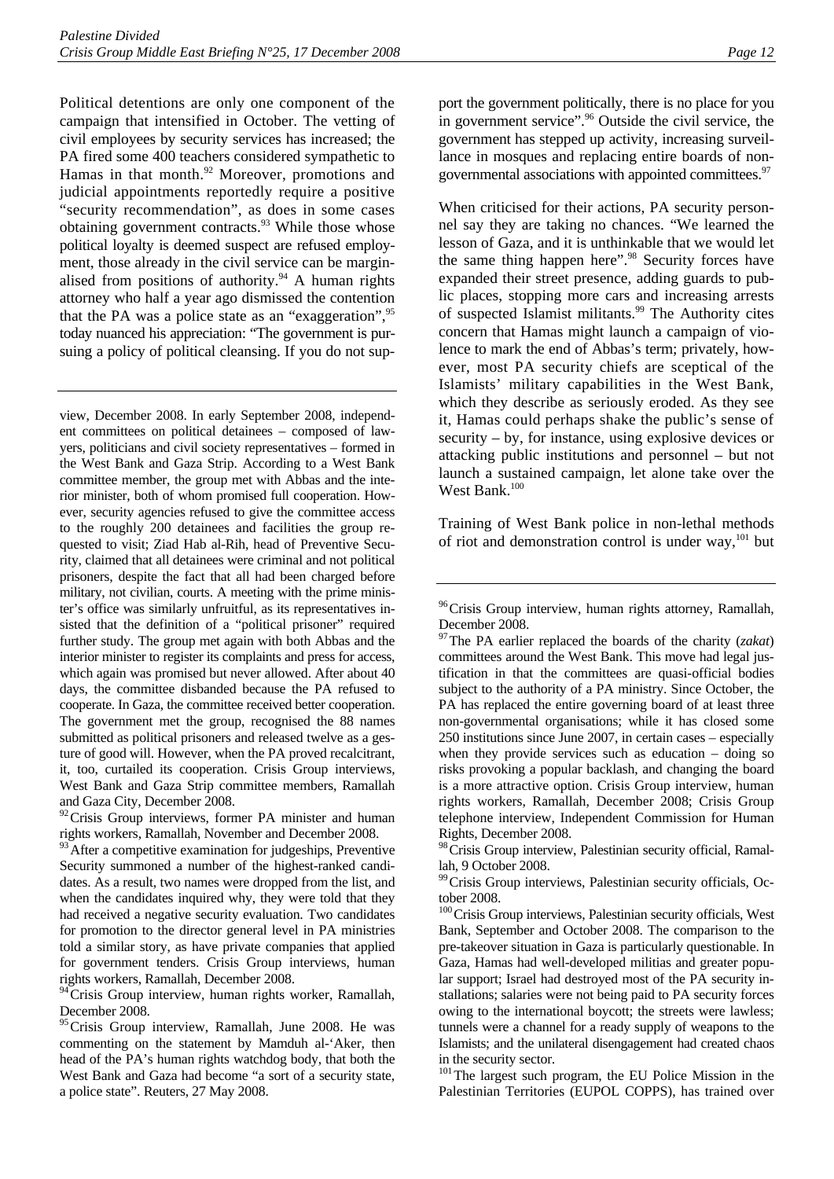Political detentions are only one component of the campaign that intensified in October. The vetting of civil employees by security services has increased; the PA fired some 400 teachers considered sympathetic to Hamas in that month.[92] Moreover, promotions and judicial appointments reportedly require a positive "security recommendation", as does in some cases obtaining government contracts.[93] While those whose political loyalty is deemed suspect are refused employment, those already in the civil service can be marginalised from positions of authority.[94] A human rights attorney who half a year ago dismissed the contention that the PA was a police state as an "exaggeration",[95] today nuanced his appreciation: "The government is pursuing a policy of political cleansing. If you do not support the government politically, there is no place for you in government service".[96] Outside the civil service, the government has stepped up activity, increasing surveillance in mosques and replacing entire boards of non-governmental associations with appointed committees.[97]

When criticised for their actions, PA security personnel say they are taking no chances. "We learned the lesson of Gaza, and it is unthinkable that we would let the same thing happen here".[98] Security forces have expanded their street presence, adding guards to public places, stopping more cars and increasing arrests of suspected Islamist militants.[99] The Authority cites concern that Hamas might launch a campaign of violence to mark the end of Abbas's term; privately, however, most PA security chiefs are sceptical of the Islamists' military capabilities in the West Bank, which they describe as seriously eroded. As they see it, Hamas could perhaps shake the public's sense of security – by, for instance, using explosive devices or attacking public institutions and personnel – but not launch a sustained campaign, let alone take over the West Bank.[100]

Training of West Bank police in non-lethal methods of riot and demonstration control is under way,[101] but

---

view, December 2008. In early September 2008, independent committees on political detainees – composed of lawyers, politicians and civil society representatives – formed in the West Bank and Gaza Strip. According to a West Bank committee member, the group met with Abbas and the interior minister, both of whom promised full cooperation. However, security agencies refused to give the committee access to the roughly 200 detainees and facilities the group requested to visit; Ziad Hab al-Rih, head of Preventive Security, claimed that all detainees were criminal and not political prisoners, despite the fact that all had been charged before military, not civilian, courts. A meeting with the prime minister's office was similarly unfruitful, as its representatives insisted that the definition of a "political prisoner" required further study. The group met again with both Abbas and the interior minister to register its complaints and press for access, which again was promised but never allowed. After about 40 days, the committee disbanded because the PA refused to cooperate. In Gaza, the committee received better cooperation. The government met the group, recognised the 88 names submitted as political prisoners and released twelve as a gesture of good will. However, when the PA proved recalcitrant, it, too, curtailed its cooperation. Crisis Group interviews, West Bank and Gaza Strip committee members, Ramallah and Gaza City, December 2008.

[92] Crisis Group interviews, former PA minister and human rights workers, Ramallah, November and December 2008.

[93] After a competitive examination for judgeships, Preventive Security summoned a number of the highest-ranked candidates. As a result, two names were dropped from the list, and when the candidates inquired why, they were told that they had received a negative security evaluation. Two candidates for promotion to the director general level in PA ministries told a similar story, as have private companies that applied for government tenders. Crisis Group interviews, human rights workers, Ramallah, December 2008.

[94] Crisis Group interview, human rights worker, Ramallah, December 2008.

[95] Crisis Group interview, Ramallah, June 2008. He was commenting on the statement by Mamduh al-'Aker, then head of the PA's human rights watchdog body, that both the West Bank and Gaza had become "a sort of a security state, a police state". Reuters, 27 May 2008.

[96] Crisis Group interview, human rights attorney, Ramallah, December 2008.

[97] The PA earlier replaced the boards of the charity (*zakat*) committees around the West Bank. This move had legal justification in that the committees are quasi-official bodies subject to the authority of a PA ministry. Since October, the PA has replaced the entire governing board of at least three non-governmental organisations; while it has closed some 250 institutions since June 2007, in certain cases – especially when they provide services such as education – doing so risks provoking a popular backlash, and changing the board is a more attractive option. Crisis Group interview, human rights workers, Ramallah, December 2008; Crisis Group telephone interview, Independent Commission for Human Rights, December 2008.

[98] Crisis Group interview, Palestinian security official, Ramallah, 9 October 2008.

[99] Crisis Group interviews, Palestinian security officials, October 2008.

[100] Crisis Group interviews, Palestinian security officials, West Bank, September and October 2008. The comparison to the pre-takeover situation in Gaza is particularly questionable. In Gaza, Hamas had well-developed militias and greater popular support; Israel had destroyed most of the PA security installations; salaries were not being paid to PA security forces owing to the international boycott; the streets were lawless; tunnels were a channel for a ready supply of weapons to the Islamists; and the unilateral disengagement had created chaos in the security sector.

[101] The largest such program, the EU Police Mission in the Palestinian Territories (EUPOL COPPS), has trained over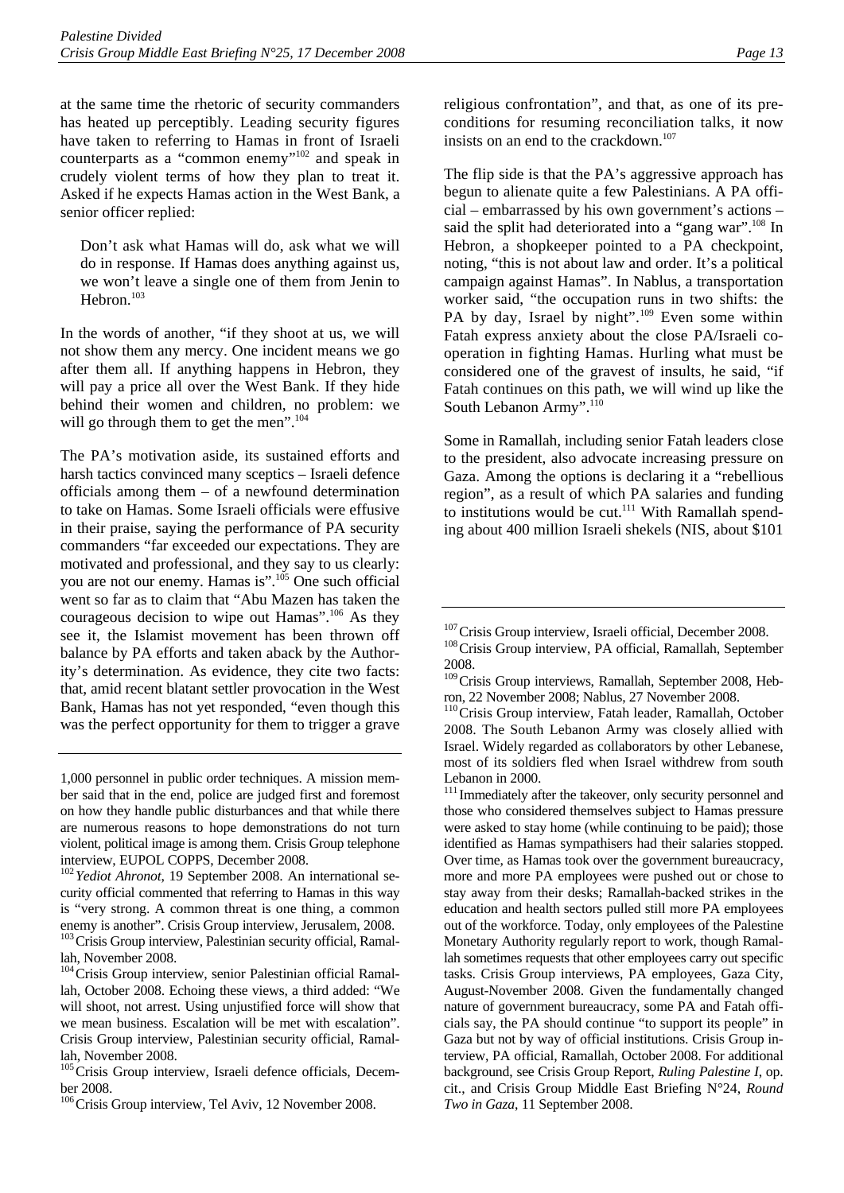at the same time the rhetoric of security commanders has heated up perceptibly. Leading security figures have taken to referring to Hamas in front of Israeli counterparts as a "common enemy"[102] and speak in crudely violent terms of how they plan to treat it. Asked if he expects Hamas action in the West Bank, a senior officer replied:

> Don't ask what Hamas will do, ask what we will do in response. If Hamas does anything against us, we won't leave a single one of them from Jenin to Hebron.[103]

In the words of another, "if they shoot at us, we will not show them any mercy. One incident means we go after them all. If anything happens in Hebron, they will pay a price all over the West Bank. If they hide behind their women and children, no problem: we will go through them to get the men".[104]

The PA's motivation aside, its sustained efforts and harsh tactics convinced many sceptics – Israeli defence officials among them – of a newfound determination to take on Hamas. Some Israeli officials were effusive in their praise, saying the performance of PA security commanders "far exceeded our expectations. They are motivated and professional, and they say to us clearly: you are not our enemy. Hamas is".[105] One such official went so far as to claim that "Abu Mazen has taken the courageous decision to wipe out Hamas".[106] As they see it, the Islamist movement has been thrown off balance by PA efforts and taken aback by the Authority's determination. As evidence, they cite two facts: that, amid recent blatant settler provocation in the West Bank, Hamas has not yet responded, "even though this was the perfect opportunity for them to trigger a grave religious confrontation", and that, as one of its preconditions for resuming reconciliation talks, it now insists on an end to the crackdown.[107]

The flip side is that the PA's aggressive approach has begun to alienate quite a few Palestinians. A PA official – embarrassed by his own government's actions – said the split had deteriorated into a "gang war".[108] In Hebron, a shopkeeper pointed to a PA checkpoint, noting, "this is not about law and order. It's a political campaign against Hamas". In Nablus, a transportation worker said, "the occupation runs in two shifts: the PA by day, Israel by night".[109] Even some within Fatah express anxiety about the close PA/Israeli cooperation in fighting Hamas. Hurling what must be considered one of the gravest of insults, he said, "if Fatah continues on this path, we will wind up like the South Lebanon Army".[110]

Some in Ramallah, including senior Fatah leaders close to the president, also advocate increasing pressure on Gaza. Among the options is declaring it a "rebellious region", as a result of which PA salaries and funding to institutions would be cut.[111] With Ramallah spending about 400 million Israeli shekels (NIS, about $101

---

1,000 personnel in public order techniques. A mission member said that in the end, police are judged first and foremost on how they handle public disturbances and that while there are numerous reasons to hope demonstrations do not turn violent, political image is among them. Crisis Group telephone interview, EUPOL COPPS, December 2008.

[102] *Yediot Ahronot*, 19 September 2008. An international security official commented that referring to Hamas in this way is "very strong. A common threat is one thing, a common enemy is another". Crisis Group interview, Jerusalem, 2008.

[103] Crisis Group interview, Palestinian security official, Ramallah, November 2008.

[104] Crisis Group interview, senior Palestinian official Ramallah, October 2008. Echoing these views, a third added: "We will shoot, not arrest. Using unjustified force will show that we mean business. Escalation will be met with escalation". Crisis Group interview, Palestinian security official, Ramallah, November 2008.

[105] Crisis Group interview, Israeli defence officials, December 2008.

[106] Crisis Group interview, Tel Aviv, 12 November 2008.

[107] Crisis Group interview, Israeli official, December 2008.

[108] Crisis Group interview, PA official, Ramallah, September 2008.

[109] Crisis Group interviews, Ramallah, September 2008, Hebron, 22 November 2008; Nablus, 27 November 2008.

[110] Crisis Group interview, Fatah leader, Ramallah, October 2008. The South Lebanon Army was closely allied with Israel. Widely regarded as collaborators by other Lebanese, most of its soldiers fled when Israel withdrew from south Lebanon in 2000.

[111] Immediately after the takeover, only security personnel and those who considered themselves subject to Hamas pressure were asked to stay home (while continuing to be paid); those identified as Hamas sympathisers had their salaries stopped. Over time, as Hamas took over the government bureaucracy, more and more PA employees were pushed out or chose to stay away from their desks; Ramallah-backed strikes in the education and health sectors pulled still more PA employees out of the workforce. Today, only employees of the Palestine Monetary Authority regularly report to work, though Ramallah sometimes requests that other employees carry out specific tasks. Crisis Group interviews, PA employees, Gaza City, August-November 2008. Given the fundamentally changed nature of government bureaucracy, some PA and Fatah officials say, the PA should continue "to support its people" in Gaza but not by way of official institutions. Crisis Group interview, PA official, Ramallah, October 2008. For additional background, see Crisis Group Report, *Ruling Palestine I*, op. cit., and Crisis Group Middle East Briefing N°24, *Round Two in Gaza*, 11 September 2008.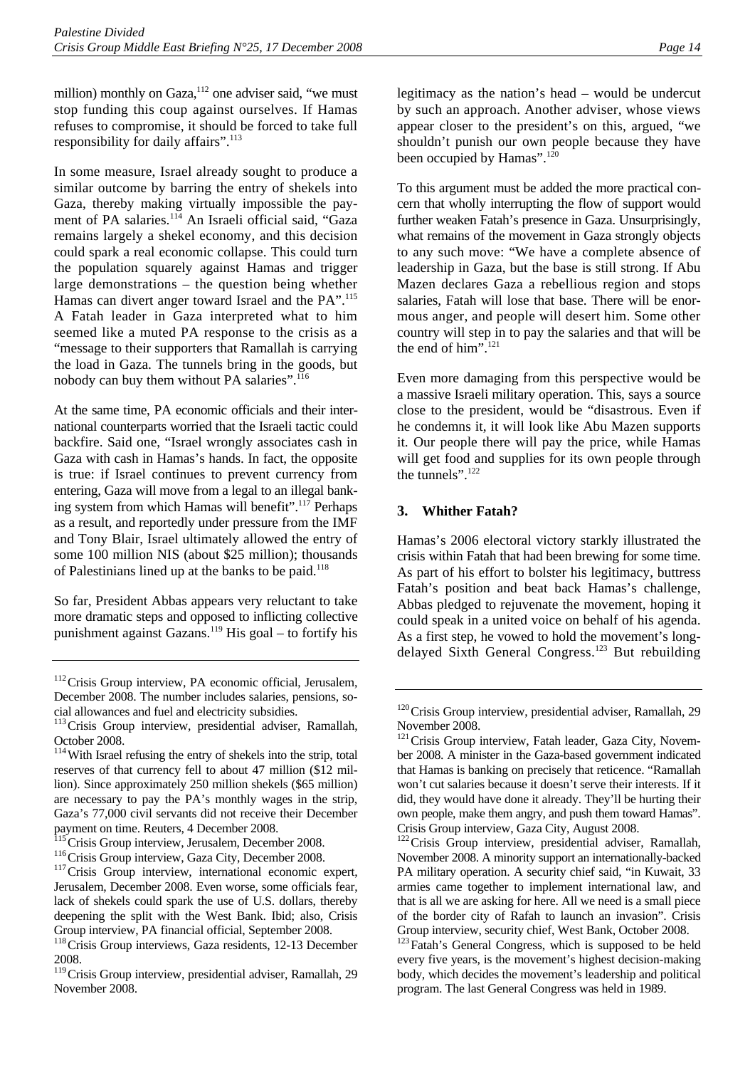million) monthly on Gaza,[112] one adviser said, "we must stop funding this coup against ourselves. If Hamas refuses to compromise, it should be forced to take full responsibility for daily affairs".[113]

In some measure, Israel already sought to produce a similar outcome by barring the entry of shekels into Gaza, thereby making virtually impossible the payment of PA salaries.[114] An Israeli official said, "Gaza remains largely a shekel economy, and this decision could spark a real economic collapse. This could turn the population squarely against Hamas and trigger large demonstrations – the question being whether Hamas can divert anger toward Israel and the PA".[115] A Fatah leader in Gaza interpreted what to him seemed like a muted PA response to the crisis as a "message to their supporters that Ramallah is carrying the load in Gaza. The tunnels bring in the goods, but nobody can buy them without PA salaries".[116]

At the same time, PA economic officials and their international counterparts worried that the Israeli tactic could backfire. Said one, "Israel wrongly associates cash in Gaza with cash in Hamas's hands. In fact, the opposite is true: if Israel continues to prevent currency from entering, Gaza will move from a legal to an illegal banking system from which Hamas will benefit".[117] Perhaps as a result, and reportedly under pressure from the IMF and Tony Blair, Israel ultimately allowed the entry of some 100 million NIS (about $25 million); thousands of Palestinians lined up at the banks to be paid.[118]

So far, President Abbas appears very reluctant to take more dramatic steps and opposed to inflicting collective punishment against Gazans.[119] His goal – to fortify his legitimacy as the nation's head – would be undercut by such an approach. Another adviser, whose views appear closer to the president's on this, argued, "we shouldn't punish our own people because they have been occupied by Hamas".[120]

To this argument must be added the more practical concern that wholly interrupting the flow of support would further weaken Fatah's presence in Gaza. Unsurprisingly, what remains of the movement in Gaza strongly objects to any such move: "We have a complete absence of leadership in Gaza, but the base is still strong. If Abu Mazen declares Gaza a rebellious region and stops salaries, Fatah will lose that base. There will be enormous anger, and people will desert him. Some other country will step in to pay the salaries and that will be the end of him".[121]

Even more damaging from this perspective would be a massive Israeli military operation. This, says a source close to the president, would be "disastrous. Even if he condemns it, it will look like Abu Mazen supports it. Our people there will pay the price, while Hamas will get food and supplies for its own people through the tunnels".[122]

### 3. Whither Fatah?

Hamas's 2006 electoral victory starkly illustrated the crisis within Fatah that had been brewing for some time. As part of his effort to bolster his legitimacy, buttress Fatah's position and beat back Hamas's challenge, Abbas pledged to rejuvenate the movement, hoping it could speak in a united voice on behalf of his agenda. As a first step, he vowed to hold the movement's long-delayed Sixth General Congress.[123] But rebuilding

---

[112] Crisis Group interview, PA economic official, Jerusalem, December 2008. The number includes salaries, pensions, social allowances and fuel and electricity subsidies.

[113] Crisis Group interview, presidential adviser, Ramallah, October 2008.

[114] With Israel refusing the entry of shekels into the strip, total reserves of that currency fell to about 47 million ($12 million). Since approximately 250 million shekels ($65 million) are necessary to pay the PA's monthly wages in the strip, Gaza's 77,000 civil servants did not receive their December payment on time. Reuters, 4 December 2008.

[115] Crisis Group interview, Jerusalem, December 2008.

[116] Crisis Group interview, Gaza City, December 2008.

[117] Crisis Group interview, international economic expert, Jerusalem, December 2008. Even worse, some officials fear, lack of shekels could spark the use of U.S. dollars, thereby deepening the split with the West Bank. Ibid; also, Crisis Group interview, PA financial official, September 2008.

[118] Crisis Group interviews, Gaza residents, 12-13 December 2008.

[119] Crisis Group interview, presidential adviser, Ramallah, 29 November 2008.

[120] Crisis Group interview, presidential adviser, Ramallah, 29 November 2008.

[121] Crisis Group interview, Fatah leader, Gaza City, November 2008. A minister in the Gaza-based government indicated that Hamas is banking on precisely that reticence. "Ramallah won't cut salaries because it doesn't serve their interests. If it did, they would have done it already. They'll be hurting their own people, make them angry, and push them toward Hamas". Crisis Group interview, Gaza City, August 2008.

[122] Crisis Group interview, presidential adviser, Ramallah, November 2008. A minority support an internationally-backed PA military operation. A security chief said, "in Kuwait, 33 armies came together to implement international law, and that is all we are asking for here. All we need is a small piece of the border city of Rafah to launch an invasion". Crisis Group interview, security chief, West Bank, October 2008.

[123] Fatah's General Congress, which is supposed to be held every five years, is the movement's highest decision-making body, which decides the movement's leadership and political program. The last General Congress was held in 1989.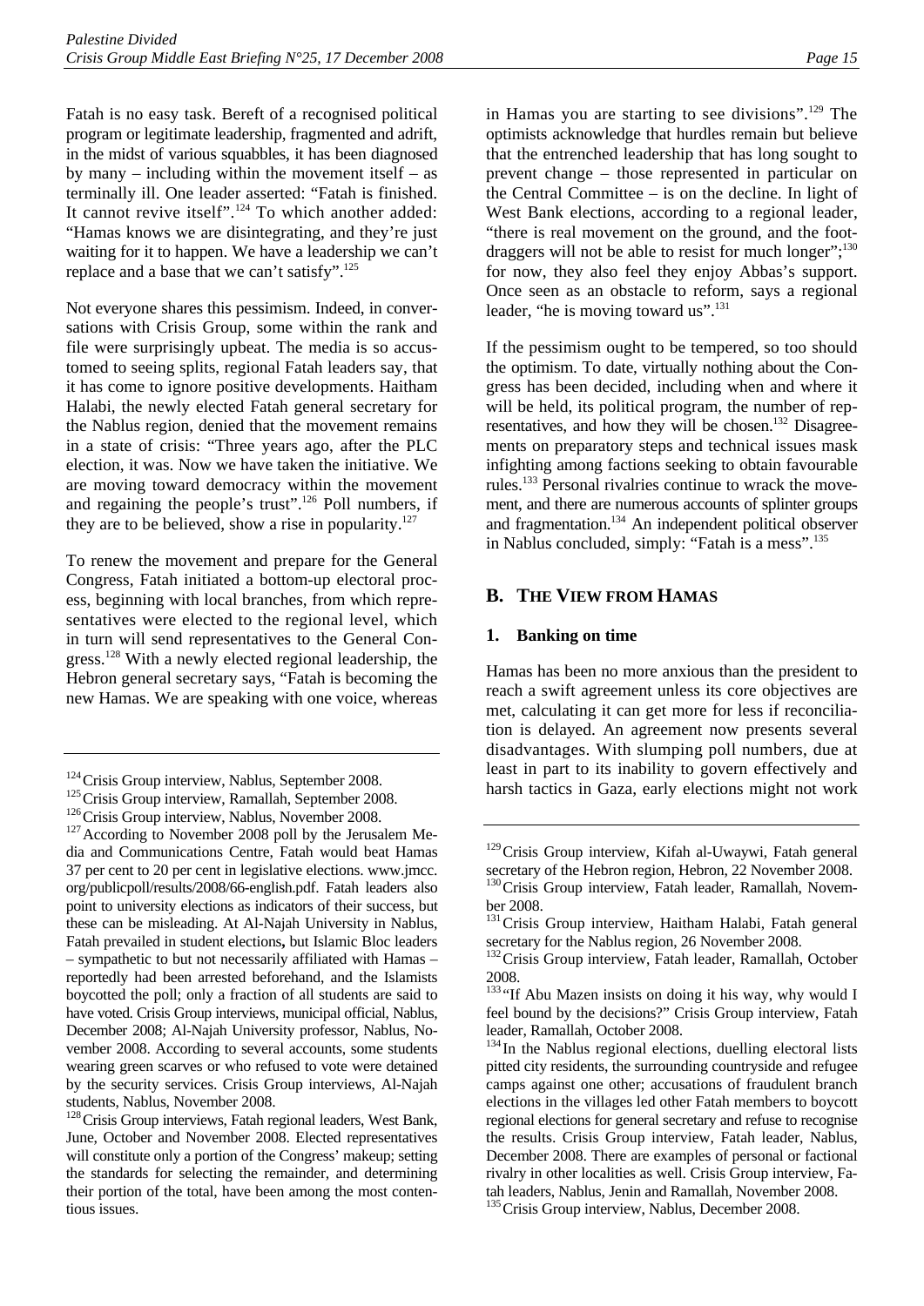Fatah is no easy task. Bereft of a recognised political program or legitimate leadership, fragmented and adrift, in the midst of various squabbles, it has been diagnosed by many – including within the movement itself – as terminally ill. One leader asserted: "Fatah is finished. It cannot revive itself".[124] To which another added: "Hamas knows we are disintegrating, and they're just waiting for it to happen. We have a leadership we can't replace and a base that we can't satisfy".[125]

Not everyone shares this pessimism. Indeed, in conversations with Crisis Group, some within the rank and file were surprisingly upbeat. The media is so accustomed to seeing splits, regional Fatah leaders say, that it has come to ignore positive developments. Haitham Halabi, the newly elected Fatah general secretary for the Nablus region, denied that the movement remains in a state of crisis: "Three years ago, after the PLC election, it was. Now we have taken the initiative. We are moving toward democracy within the movement and regaining the people's trust".[126] Poll numbers, if they are to be believed, show a rise in popularity.[127]

To renew the movement and prepare for the General Congress, Fatah initiated a bottom-up electoral process, beginning with local branches, from which representatives were elected to the regional level, which in turn will send representatives to the General Congress.[128] With a newly elected regional leadership, the Hebron general secretary says, "Fatah is becoming the new Hamas. We are speaking with one voice, whereas in Hamas you are starting to see divisions".[129] The optimists acknowledge that hurdles remain but believe that the entrenched leadership that has long sought to prevent change – those represented in particular on the Central Committee – is on the decline. In light of West Bank elections, according to a regional leader, "there is real movement on the ground, and the foot-draggers will not be able to resist for much longer";[130] for now, they also feel they enjoy Abbas's support. Once seen as an obstacle to reform, says a regional leader, "he is moving toward us".[131]

If the pessimism ought to be tempered, so too should the optimism. To date, virtually nothing about the Congress has been decided, including when and where it will be held, its political program, the number of representatives, and how they will be chosen.[132] Disagreements on preparatory steps and technical issues mask infighting among factions seeking to obtain favourable rules.[133] Personal rivalries continue to wrack the movement, and there are numerous accounts of splinter groups and fragmentation.[134] An independent political observer in Nablus concluded, simply: "Fatah is a mess".[135]

## B. The View from Hamas

### 1. Banking on time

Hamas has been no more anxious than the president to reach a swift agreement unless its core objectives are met, calculating it can get more for less if reconciliation is delayed. An agreement now presents several disadvantages. With slumping poll numbers, due at least in part to its inability to govern effectively and harsh tactics in Gaza, early elections might not work

---

[124] Crisis Group interview, Nablus, September 2008.

[125] Crisis Group interview, Ramallah, September 2008.

[126] Crisis Group interview, Nablus, November 2008.

[127] According to November 2008 poll by the Jerusalem Media and Communications Centre, Fatah would beat Hamas 37 per cent to 20 per cent in legislative elections. www.jmcc.org/publicpoll/results/2008/66-english.pdf. Fatah leaders also point to university elections as indicators of their success, but these can be misleading. At Al-Najah University in Nablus, Fatah prevailed in student elections**,** but Islamic Bloc leaders – sympathetic to but not necessarily affiliated with Hamas – reportedly had been arrested beforehand, and the Islamists boycotted the poll; only a fraction of all students are said to have voted. Crisis Group interviews, municipal official, Nablus, December 2008; Al-Najah University professor, Nablus, November 2008. According to several accounts, some students wearing green scarves or who refused to vote were detained by the security services. Crisis Group interviews, Al-Najah students, Nablus, November 2008.

[128] Crisis Group interviews, Fatah regional leaders, West Bank, June, October and November 2008. Elected representatives will constitute only a portion of the Congress' makeup; setting the standards for selecting the remainder, and determining their portion of the total, have been among the most contentious issues.

[129] Crisis Group interview, Kifah al-Uwaywi, Fatah general secretary of the Hebron region, Hebron, 22 November 2008.

[130] Crisis Group interview, Fatah leader, Ramallah, November 2008.

[131] Crisis Group interview, Haitham Halabi, Fatah general secretary for the Nablus region, 26 November 2008.

[132] Crisis Group interview, Fatah leader, Ramallah, October 2008.

[133] "If Abu Mazen insists on doing it his way, why would I feel bound by the decisions?" Crisis Group interview, Fatah leader, Ramallah, October 2008.

[134] In the Nablus regional elections, duelling electoral lists pitted city residents, the surrounding countryside and refugee camps against one other; accusations of fraudulent branch elections in the villages led other Fatah members to boycott regional elections for general secretary and refuse to recognise the results. Crisis Group interview, Fatah leader, Nablus, December 2008. There are examples of personal or factional rivalry in other localities as well. Crisis Group interview, Fatah leaders, Nablus, Jenin and Ramallah, November 2008.

[135] Crisis Group interview, Nablus, December 2008.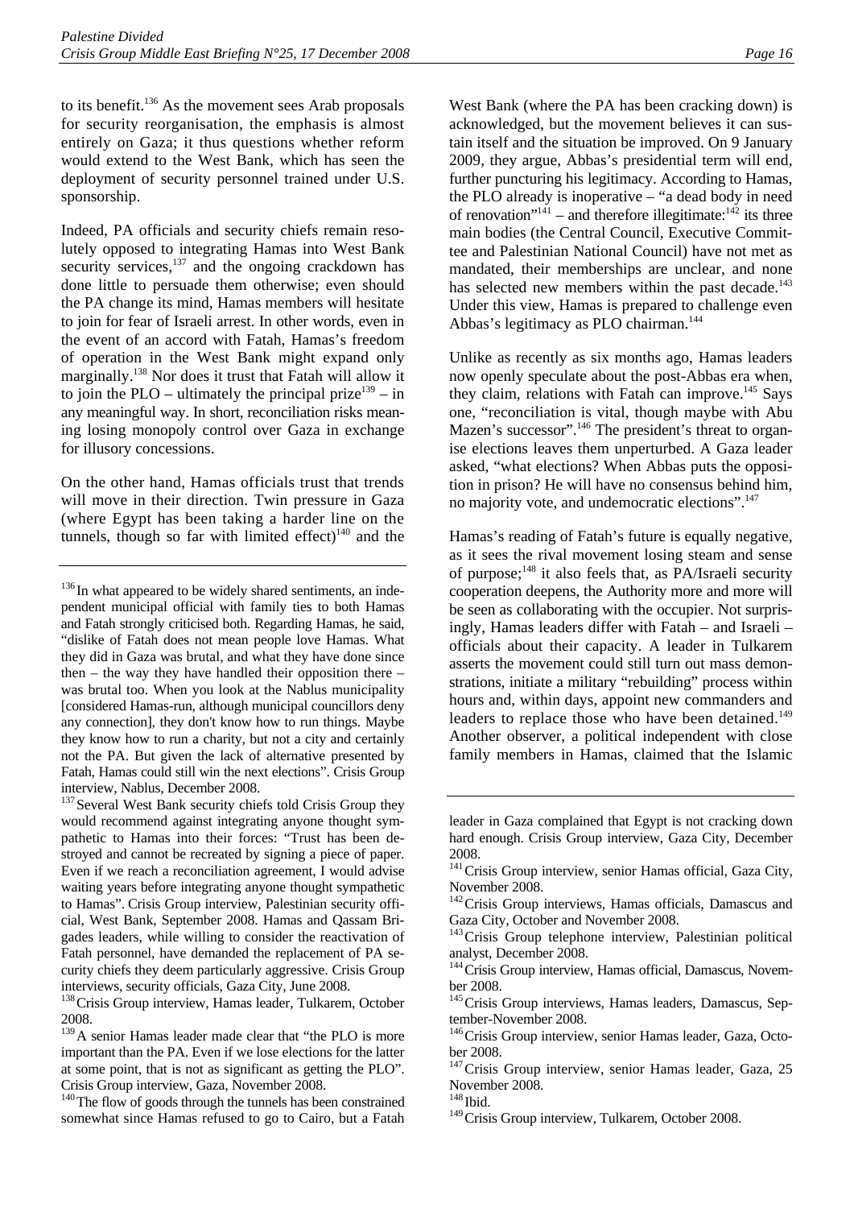to its benefit.[136] As the movement sees Arab proposals for security reorganisation, the emphasis is almost entirely on Gaza; it thus questions whether reform would extend to the West Bank, which has seen the deployment of security personnel trained under U.S. sponsorship.

Indeed, PA officials and security chiefs remain resolutely opposed to integrating Hamas into West Bank security services,[137] and the ongoing crackdown has done little to persuade them otherwise; even should the PA change its mind, Hamas members will hesitate to join for fear of Israeli arrest. In other words, even in the event of an accord with Fatah, Hamas's freedom of operation in the West Bank might expand only marginally.[138] Nor does it trust that Fatah will allow it to join the PLO – ultimately the principal prize[139] – in any meaningful way. In short, reconciliation risks meaning losing monopoly control over Gaza in exchange for illusory concessions.

On the other hand, Hamas officials trust that trends will move in their direction. Twin pressure in Gaza (where Egypt has been taking a harder line on the tunnels, though so far with limited effect)[140] and the West Bank (where the PA has been cracking down) is acknowledged, but the movement believes it can sustain itself and the situation be improved. On 9 January 2009, they argue, Abbas's presidential term will end, further puncturing his legitimacy. According to Hamas, the PLO already is inoperative – "a dead body in need of renovation"[141] – and therefore illegitimate:[142] its three main bodies (the Central Council, Executive Committee and Palestinian National Council) have not met as mandated, their memberships are unclear, and none has selected new members within the past decade.[143] Under this view, Hamas is prepared to challenge even Abbas's legitimacy as PLO chairman.[144]

Unlike as recently as six months ago, Hamas leaders now openly speculate about the post-Abbas era when, they claim, relations with Fatah can improve.[145] Says one, "reconciliation is vital, though maybe with Abu Mazen's successor".[146] The president's threat to organise elections leaves them unperturbed. A Gaza leader asked, "what elections? When Abbas puts the opposition in prison? He will have no consensus behind him, no majority vote, and undemocratic elections".[147]

Hamas's reading of Fatah's future is equally negative, as it sees the rival movement losing steam and sense of purpose;[148] it also feels that, as PA/Israeli security cooperation deepens, the Authority more and more will be seen as collaborating with the occupier. Not surprisingly, Hamas leaders differ with Fatah – and Israeli – officials about their capacity. A leader in Tulkarem asserts the movement could still turn out mass demonstrations, initiate a military "rebuilding" process within hours and, within days, appoint new commanders and leaders to replace those who have been detained.[149] Another observer, a political independent with close family members in Hamas, claimed that the Islamic

---

[136] In what appeared to be widely shared sentiments, an independent municipal official with family ties to both Hamas and Fatah strongly criticised both. Regarding Hamas, he said, "dislike of Fatah does not mean people love Hamas. What they did in Gaza was brutal, and what they have done since then – the way they have handled their opposition there – was brutal too. When you look at the Nablus municipality [considered Hamas-run, although municipal councillors deny any connection], they don't know how to run things. Maybe they know how to run a charity, but not a city and certainly not the PA. But given the lack of alternative presented by Fatah, Hamas could still win the next elections". Crisis Group interview, Nablus, December 2008.

[137] Several West Bank security chiefs told Crisis Group they would recommend against integrating anyone thought sympathetic to Hamas into their forces: "Trust has been destroyed and cannot be recreated by signing a piece of paper. Even if we reach a reconciliation agreement, I would advise waiting years before integrating anyone thought sympathetic to Hamas". Crisis Group interview, Palestinian security official, West Bank, September 2008. Hamas and Qassam Brigades leaders, while willing to consider the reactivation of Fatah personnel, have demanded the replacement of PA security chiefs they deem particularly aggressive. Crisis Group interviews, security officials, Gaza City, June 2008.

[138] Crisis Group interview, Hamas leader, Tulkarem, October 2008.

[139] A senior Hamas leader made clear that "the PLO is more important than the PA. Even if we lose elections for the latter at some point, that is not as significant as getting the PLO". Crisis Group interview, Gaza, November 2008.

[140] The flow of goods through the tunnels has been constrained somewhat since Hamas refused to go to Cairo, but a Fatah leader in Gaza complained that Egypt is not cracking down hard enough. Crisis Group interview, Gaza City, December 2008.

[141] Crisis Group interview, senior Hamas official, Gaza City, November 2008.

[142] Crisis Group interviews, Hamas officials, Damascus and Gaza City, October and November 2008.

[143] Crisis Group telephone interview, Palestinian political analyst, December 2008.

[144] Crisis Group interview, Hamas official, Damascus, November 2008.

[145] Crisis Group interviews, Hamas leaders, Damascus, September-November 2008.

[146] Crisis Group interview, senior Hamas leader, Gaza, October 2008.

[147] Crisis Group interview, senior Hamas leader, Gaza, 25 November 2008.

[148] Ibid.

[149] Crisis Group interview, Tulkarem, October 2008.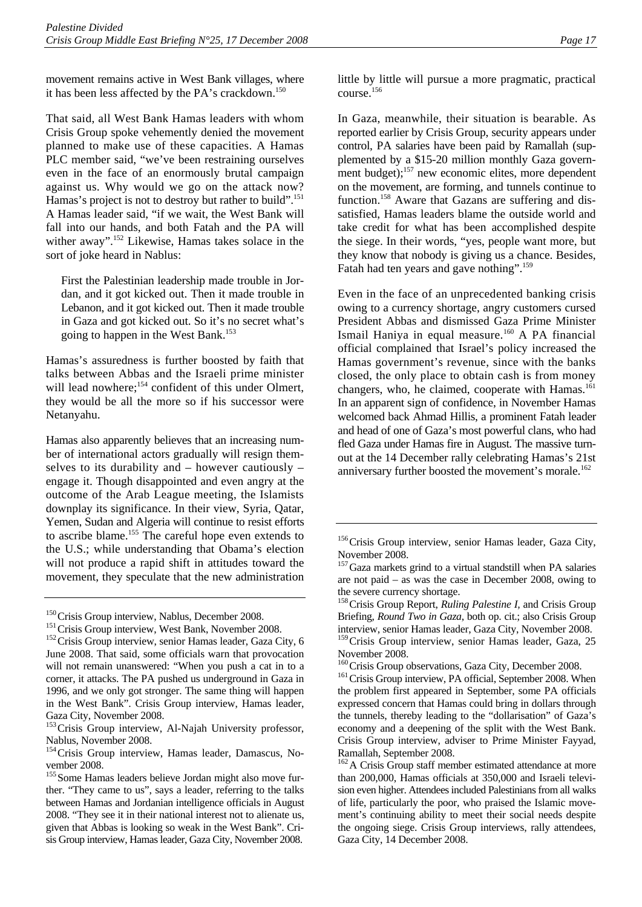movement remains active in West Bank villages, where it has been less affected by the PA's crackdown.[150]

That said, all West Bank Hamas leaders with whom Crisis Group spoke vehemently denied the movement planned to make use of these capacities. A Hamas PLC member said, "we've been restraining ourselves even in the face of an enormously brutal campaign against us. Why would we go on the attack now? Hamas's project is not to destroy but rather to build".[151] A Hamas leader said, "if we wait, the West Bank will fall into our hands, and both Fatah and the PA will wither away".[152] Likewise, Hamas takes solace in the sort of joke heard in Nablus:

> First the Palestinian leadership made trouble in Jordan, and it got kicked out. Then it made trouble in Lebanon, and it got kicked out. Then it made trouble in Gaza and got kicked out. So it's no secret what's going to happen in the West Bank.[153]

Hamas's assuredness is further boosted by faith that talks between Abbas and the Israeli prime minister will lead nowhere;[154] confident of this under Olmert, they would be all the more so if his successor were Netanyahu.

Hamas also apparently believes that an increasing number of international actors gradually will resign themselves to its durability and – however cautiously – engage it. Though disappointed and even angry at the outcome of the Arab League meeting, the Islamists downplay its significance. In their view, Syria, Qatar, Yemen, Sudan and Algeria will continue to resist efforts to ascribe blame.[155] The careful hope even extends to the U.S.; while understanding that Obama's election will not produce a rapid shift in attitudes toward the movement, they speculate that the new administration little by little will pursue a more pragmatic, practical course.[156]

In Gaza, meanwhile, their situation is bearable. As reported earlier by Crisis Group, security appears under control, PA salaries have been paid by Ramallah (supplemented by a $15-20 million monthly Gaza government budget);[157] new economic elites, more dependent on the movement, are forming, and tunnels continue to function.[158] Aware that Gazans are suffering and dissatisfied, Hamas leaders blame the outside world and take credit for what has been accomplished despite the siege. In their words, "yes, people want more, but they know that nobody is giving us a chance. Besides, Fatah had ten years and gave nothing".[159]

Even in the face of an unprecedented banking crisis owing to a currency shortage, angry customers cursed President Abbas and dismissed Gaza Prime Minister Ismail Haniya in equal measure.[160] A PA financial official complained that Israel's policy increased the Hamas government's revenue, since with the banks closed, the only place to obtain cash is from money changers, who, he claimed, cooperate with Hamas.[161] In an apparent sign of confidence, in November Hamas welcomed back Ahmad Hillis, a prominent Fatah leader and head of one of Gaza's most powerful clans, who had fled Gaza under Hamas fire in August. The massive turnout at the 14 December rally celebrating Hamas's 21st anniversary further boosted the movement's morale.[162]

---

[150] Crisis Group interview, Nablus, December 2008.

[151] Crisis Group interview, West Bank, November 2008.

[152] Crisis Group interview, senior Hamas leader, Gaza City, 6 June 2008. That said, some officials warn that provocation will not remain unanswered: "When you push a cat in to a corner, it attacks. The PA pushed us underground in Gaza in 1996, and we only got stronger. The same thing will happen in the West Bank". Crisis Group interview, Hamas leader, Gaza City, November 2008.

[153] Crisis Group interview, Al-Najah University professor, Nablus, November 2008.

[154] Crisis Group interview, Hamas leader, Damascus, November 2008.

[155] Some Hamas leaders believe Jordan might also move further. "They came to us", says a leader, referring to the talks between Hamas and Jordanian intelligence officials in August 2008. "They see it in their national interest not to alienate us, given that Abbas is looking so weak in the West Bank". Crisis Group interview, Hamas leader, Gaza City, November 2008.

[156] Crisis Group interview, senior Hamas leader, Gaza City, November 2008.

[157] Gaza markets grind to a virtual standstill when PA salaries are not paid – as was the case in December 2008, owing to the severe currency shortage.

[158] Crisis Group Report, *Ruling Palestine I*, and Crisis Group Briefing, *Round Two in Gaza*, both op. cit.; also Crisis Group interview, senior Hamas leader, Gaza City, November 2008.

[159] Crisis Group interview, senior Hamas leader, Gaza, 25 November 2008.

[160] Crisis Group observations, Gaza City, December 2008.

[161] Crisis Group interview, PA official, September 2008. When the problem first appeared in September, some PA officials expressed concern that Hamas could bring in dollars through the tunnels, thereby leading to the "dollarisation" of Gaza's economy and a deepening of the split with the West Bank. Crisis Group interview, adviser to Prime Minister Fayyad, Ramallah, September 2008.

[162] A Crisis Group staff member estimated attendance at more than 200,000, Hamas officials at 350,000 and Israeli television even higher. Attendees included Palestinians from all walks of life, particularly the poor, who praised the Islamic movement's continuing ability to meet their social needs despite the ongoing siege. Crisis Group interviews, rally attendees, Gaza City, 14 December 2008.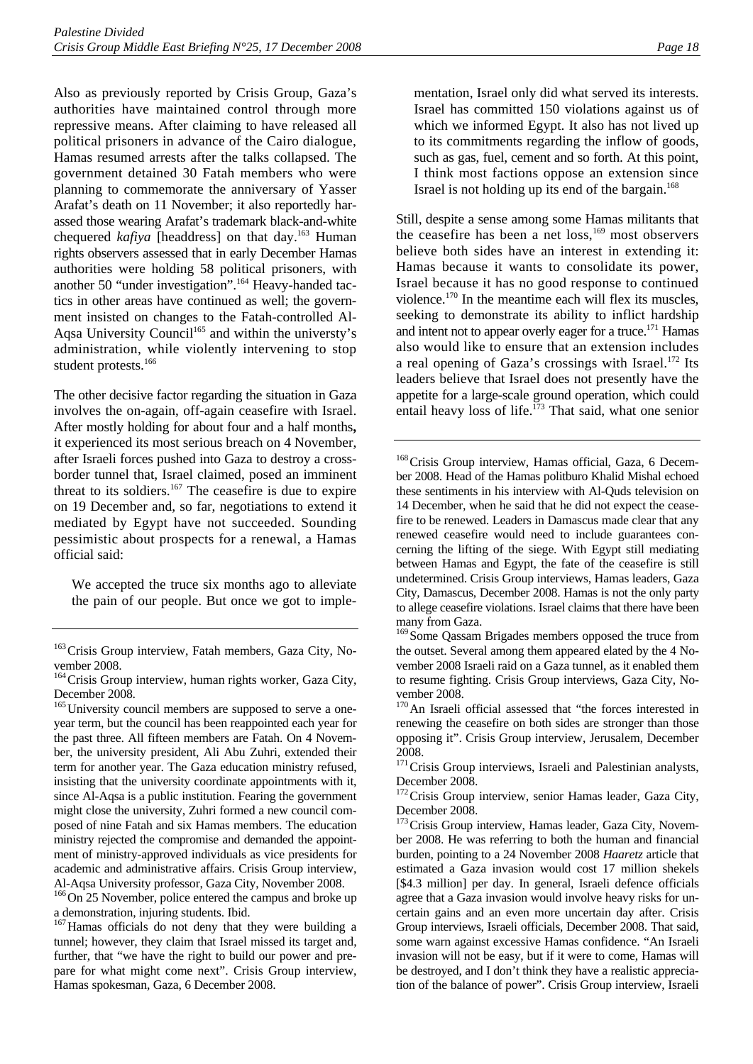Also as previously reported by Crisis Group, Gaza's authorities have maintained control through more repressive means. After claiming to have released all political prisoners in advance of the Cairo dialogue, Hamas resumed arrests after the talks collapsed. The government detained 30 Fatah members who were planning to commemorate the anniversary of Yasser Arafat's death on 11 November; it also reportedly harassed those wearing Arafat's trademark black-and-white chequered *kafiya* [headdress] on that day.[163] Human rights observers assessed that in early December Hamas authorities were holding 58 political prisoners, with another 50 "under investigation".[164] Heavy-handed tactics in other areas have continued as well; the government insisted on changes to the Fatah-controlled Al-Aqsa University Council[165] and within the universty's administration, while violently intervening to stop student protests.[166]

The other decisive factor regarding the situation in Gaza involves the on-again, off-again ceasefire with Israel. After mostly holding for about four and a half months**,** it experienced its most serious breach on 4 November, after Israeli forces pushed into Gaza to destroy a cross-border tunnel that, Israel claimed, posed an imminent threat to its soldiers.[167] The ceasefire is due to expire on 19 December and, so far, negotiations to extend it mediated by Egypt have not succeeded. Sounding pessimistic about prospects for a renewal, a Hamas official said:

> We accepted the truce six months ago to alleviate the pain of our people. But once we got to implementation, Israel only did what served its interests. Israel has committed 150 violations against us of which we informed Egypt. It also has not lived up to its commitments regarding the inflow of goods, such as gas, fuel, cement and so forth. At this point, I think most factions oppose an extension since Israel is not holding up its end of the bargain.[168]

Still, despite a sense among some Hamas militants that the ceasefire has been a net loss,[169] most observers believe both sides have an interest in extending it: Hamas because it wants to consolidate its power, Israel because it has no good response to continued violence.[170] In the meantime each will flex its muscles, seeking to demonstrate its ability to inflict hardship and intent not to appear overly eager for a truce.[171] Hamas also would like to ensure that an extension includes a real opening of Gaza's crossings with Israel.[172] Its leaders believe that Israel does not presently have the appetite for a large-scale ground operation, which could entail heavy loss of life.[173] That said, what one senior

---

[163] Crisis Group interview, Fatah members, Gaza City, November 2008.

[164] Crisis Group interview, human rights worker, Gaza City, December 2008.

[165] University council members are supposed to serve a one-year term, but the council has been reappointed each year for the past three. All fifteen members are Fatah. On 4 November, the university president, Ali Abu Zuhri, extended their term for another year. The Gaza education ministry refused, insisting that the university coordinate appointments with it, since Al-Aqsa is a public institution. Fearing the government might close the university, Zuhri formed a new council composed of nine Fatah and six Hamas members. The education ministry rejected the compromise and demanded the appointment of ministry-approved individuals as vice presidents for academic and administrative affairs. Crisis Group interview, Al-Aqsa University professor, Gaza City, November 2008.

[166] On 25 November, police entered the campus and broke up a demonstration, injuring students. Ibid.

[167] Hamas officials do not deny that they were building a tunnel; however, they claim that Israel missed its target and, further, that "we have the right to build our power and prepare for what might come next". Crisis Group interview, Hamas spokesman, Gaza, 6 December 2008.

[168] Crisis Group interview, Hamas official, Gaza, 6 December 2008. Head of the Hamas politburo Khalid Mishal echoed these sentiments in his interview with Al-Quds television on 14 December, when he said that he did not expect the ceasefire to be renewed. Leaders in Damascus made clear that any renewed ceasefire would need to include guarantees concerning the lifting of the siege. With Egypt still mediating between Hamas and Egypt, the fate of the ceasefire is still undetermined. Crisis Group interviews, Hamas leaders, Gaza City, Damascus, December 2008. Hamas is not the only party to allege ceasefire violations. Israel claims that there have been many from Gaza.

[169] Some Qassam Brigades members opposed the truce from the outset. Several among them appeared elated by the 4 November 2008 Israeli raid on a Gaza tunnel, as it enabled them to resume fighting. Crisis Group interviews, Gaza City, November 2008.

[170] An Israeli official assessed that "the forces interested in renewing the ceasefire on both sides are stronger than those opposing it". Crisis Group interview, Jerusalem, December 2008.

[171] Crisis Group interviews, Israeli and Palestinian analysts, December 2008.

[172] Crisis Group interview, senior Hamas leader, Gaza City, December 2008.

[173] Crisis Group interview, Hamas leader, Gaza City, November 2008. He was referring to both the human and financial burden, pointing to a 24 November 2008 *Haaretz* article that estimated a Gaza invasion would cost 17 million shekels [$4.3 million] per day. In general, Israeli defence officials agree that a Gaza invasion would involve heavy risks for uncertain gains and an even more uncertain day after. Crisis Group interviews, Israeli officials, December 2008. That said, some warn against excessive Hamas confidence. "An Israeli invasion will not be easy, but if it were to come, Hamas will be destroyed, and I don't think they have a realistic appreciation of the balance of power". Crisis Group interview, Israeli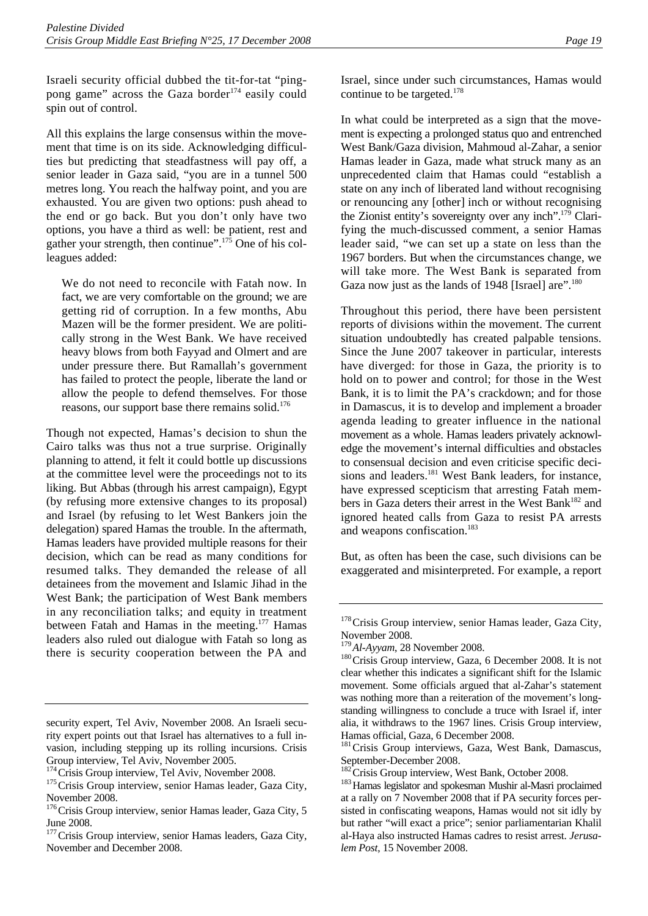Israeli security official dubbed the tit-for-tat "ping-pong game" across the Gaza border[174] easily could spin out of control.

All this explains the large consensus within the movement that time is on its side. Acknowledging difficulties but predicting that steadfastness will pay off, a senior leader in Gaza said, "you are in a tunnel 500 metres long. You reach the halfway point, and you are exhausted. You are given two options: push ahead to the end or go back. But you don't only have two options, you have a third as well: be patient, rest and gather your strength, then continue".[175] One of his colleagues added:

> We do not need to reconcile with Fatah now. In fact, we are very comfortable on the ground; we are getting rid of corruption. In a few months, Abu Mazen will be the former president. We are politically strong in the West Bank. We have received heavy blows from both Fayyad and Olmert and are under pressure there. But Ramallah's government has failed to protect the people, liberate the land or allow the people to defend themselves. For those reasons, our support base there remains solid.[176]

Though not expected, Hamas's decision to shun the Cairo talks was thus not a true surprise. Originally planning to attend, it felt it could bottle up discussions at the committee level were the proceedings not to its liking. But Abbas (through his arrest campaign), Egypt (by refusing more extensive changes to its proposal) and Israel (by refusing to let West Bankers join the delegation) spared Hamas the trouble. In the aftermath, Hamas leaders have provided multiple reasons for their decision, which can be read as many conditions for resumed talks. They demanded the release of all detainees from the movement and Islamic Jihad in the West Bank; the participation of West Bank members in any reconciliation talks; and equity in treatment between Fatah and Hamas in the meeting.[177] Hamas leaders also ruled out dialogue with Fatah so long as there is security cooperation between the PA and Israel, since under such circumstances, Hamas would continue to be targeted.[178]

In what could be interpreted as a sign that the movement is expecting a prolonged status quo and entrenched West Bank/Gaza division, Mahmoud al-Zahar, a senior Hamas leader in Gaza, made what struck many as an unprecedented claim that Hamas could "establish a state on any inch of liberated land without recognising or renouncing any [other] inch or without recognising the Zionist entity's sovereignty over any inch".[179] Clarifying the much-discussed comment, a senior Hamas leader said, "we can set up a state on less than the 1967 borders. But when the circumstances change, we will take more. The West Bank is separated from Gaza now just as the lands of 1948 [Israel] are".[180]

Throughout this period, there have been persistent reports of divisions within the movement. The current situation undoubtedly has created palpable tensions. Since the June 2007 takeover in particular, interests have diverged: for those in Gaza, the priority is to hold on to power and control; for those in the West Bank, it is to limit the PA's crackdown; and for those in Damascus, it is to develop and implement a broader agenda leading to greater influence in the national movement as a whole. Hamas leaders privately acknowledge the movement's internal difficulties and obstacles to consensual decision and even criticise specific decisions and leaders.[181] West Bank leaders, for instance, have expressed scepticism that arresting Fatah members in Gaza deters their arrest in the West Bank[182] and ignored heated calls from Gaza to resist PA arrests and weapons confiscation.[183]

But, as often has been the case, such divisions can be exaggerated and misinterpreted. For example, a report

---

security expert, Tel Aviv, November 2008. An Israeli security expert points out that Israel has alternatives to a full invasion, including stepping up its rolling incursions. Crisis Group interview, Tel Aviv, November 2005.

[174] Crisis Group interview, Tel Aviv, November 2008.

[175] Crisis Group interview, senior Hamas leader, Gaza City, November 2008.

[176] Crisis Group interview, senior Hamas leader, Gaza City, 5 June 2008.

[177] Crisis Group interview, senior Hamas leaders, Gaza City, November and December 2008.

[178] Crisis Group interview, senior Hamas leader, Gaza City, November 2008.

[179] *Al-Ayyam*, 28 November 2008.

[180] Crisis Group interview, Gaza, 6 December 2008. It is not clear whether this indicates a significant shift for the Islamic movement. Some officials argued that al-Zahar's statement was nothing more than a reiteration of the movement's long-standing willingness to conclude a truce with Israel if, inter alia, it withdraws to the 1967 lines. Crisis Group interview, Hamas official, Gaza, 6 December 2008.

[181] Crisis Group interviews, Gaza, West Bank, Damascus, September-December 2008.

[182] Crisis Group interview, West Bank, October 2008.

[183] Hamas legislator and spokesman Mushir al-Masri proclaimed at a rally on 7 November 2008 that if PA security forces persisted in confiscating weapons, Hamas would not sit idly by but rather "will exact a price"; senior parliamentarian Khalil al-Haya also instructed Hamas cadres to resist arrest. *Jerusalem Post*, 15 November 2008.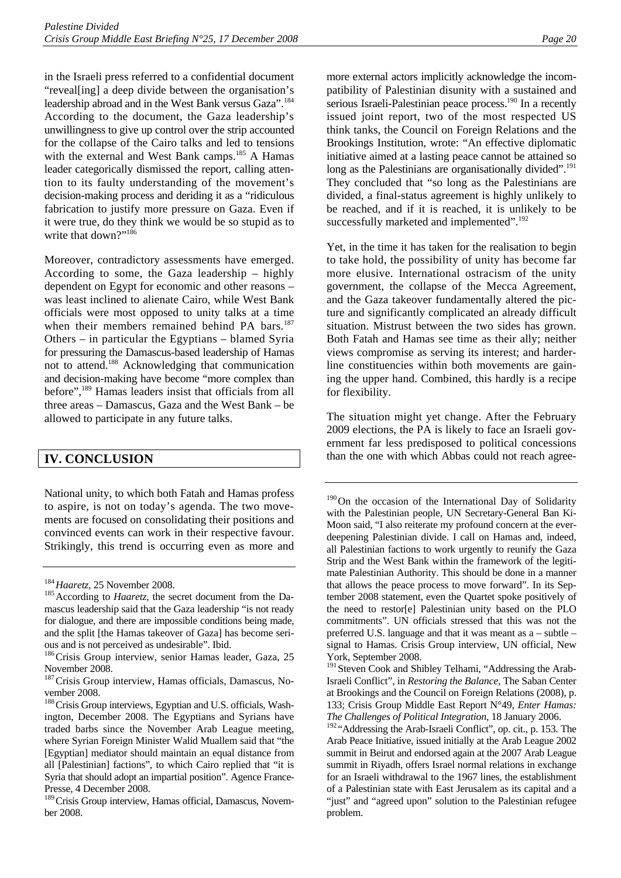in the Israeli press referred to a confidential document "reveal[ing] a deep divide between the organisation's leadership abroad and in the West Bank versus Gaza".[184] According to the document, the Gaza leadership's unwillingness to give up control over the strip accounted for the collapse of the Cairo talks and led to tensions with the external and West Bank camps.[185] A Hamas leader categorically dismissed the report, calling attention to its faulty understanding of the movement's decision-making process and deriding it as a "ridiculous fabrication to justify more pressure on Gaza. Even if it were true, do they think we would be so stupid as to write that down?"[186]

Moreover, contradictory assessments have emerged. According to some, the Gaza leadership – highly dependent on Egypt for economic and other reasons – was least inclined to alienate Cairo, while West Bank officials were most opposed to unity talks at a time when their members remained behind PA bars.[187] Others – in particular the Egyptians – blamed Syria for pressuring the Damascus-based leadership of Hamas not to attend.[188] Acknowledging that communication and decision-making have become "more complex than before",[189] Hamas leaders insist that officials from all three areas – Damascus, Gaza and the West Bank – be allowed to participate in any future talks.

## IV. CONCLUSION

National unity, to which both Fatah and Hamas profess to aspire, is not on today's agenda. The two movements are focused on consolidating their positions and convinced events can work in their respective favour. Strikingly, this trend is occurring even as more and more external actors implicitly acknowledge the incompatibility of Palestinian disunity with a sustained and serious Israeli-Palestinian peace process.[190] In a recently issued joint report, two of the most respected US think tanks, the Council on Foreign Relations and the Brookings Institution, wrote: "An effective diplomatic initiative aimed at a lasting peace cannot be attained so long as the Palestinians are organisationally divided".[191] They concluded that "so long as the Palestinians are divided, a final-status agreement is highly unlikely to be reached, and if it is reached, it is unlikely to be successfully marketed and implemented".[192]

Yet, in the time it has taken for the realisation to begin to take hold, the possibility of unity has become far more elusive. International ostracism of the unity government, the collapse of the Mecca Agreement, and the Gaza takeover fundamentally altered the picture and significantly complicated an already difficult situation. Mistrust between the two sides has grown. Both Fatah and Hamas see time as their ally; neither views compromise as serving its interest; and harder-line constituencies within both movements are gaining the upper hand. Combined, this hardly is a recipe for flexibility.

The situation might yet change. After the February 2009 elections, the PA is likely to face an Israeli government far less predisposed to political concessions than the one with which Abbas could not reach agree-

---

[184] *Haaretz*, 25 November 2008.

[185] According to *Haaretz*, the secret document from the Damascus leadership said that the Gaza leadership "is not ready for dialogue, and there are impossible conditions being made, and the split [the Hamas takeover of Gaza] has become serious and is not perceived as undesirable". Ibid.

[186] Crisis Group interview, senior Hamas leader, Gaza, 25 November 2008.

[187] Crisis Group interview, Hamas officials, Damascus, November 2008.

[188] Crisis Group interviews, Egyptian and U.S. officials, Washington, December 2008. The Egyptians and Syrians have traded barbs since the November Arab League meeting, where Syrian Foreign Minister Walid Muallem said that "the [Egyptian] mediator should maintain an equal distance from all [Palestinian] factions", to which Cairo replied that "it is Syria that should adopt an impartial position". Agence France-Presse, 4 December 2008.

[189] Crisis Group interview, Hamas official, Damascus, November 2008.

[190] On the occasion of the International Day of Solidarity with the Palestinian people, UN Secretary-General Ban Ki-Moon said, "I also reiterate my profound concern at the ever-deepening Palestinian divide. I call on Hamas and, indeed, all Palestinian factions to work urgently to reunify the Gaza Strip and the West Bank within the framework of the legitimate Palestinian Authority. This should be done in a manner that allows the peace process to move forward". In its September 2008 statement, even the Quartet spoke positively of the need to restor[e] Palestinian unity based on the PLO commitments". UN officials stressed that this was not the preferred U.S. language and that it was meant as a – subtle – signal to Hamas. Crisis Group interview, UN official, New York, September 2008.

[191] Steven Cook and Shibley Telhami, "Addressing the Arab-Israeli Conflict", in *Restoring the Balance*, The Saban Center at Brookings and the Council on Foreign Relations (2008), p. 133; Crisis Group Middle East Report N°49, *Enter Hamas: The Challenges of Political Integration*, 18 January 2006.

[192] "Addressing the Arab-Israeli Conflict", op. cit., p. 153. The Arab Peace Initiative, issued initially at the Arab League 2002 summit in Beirut and endorsed again at the 2007 Arab League summit in Riyadh, offers Israel normal relations in exchange for an Israeli withdrawal to the 1967 lines, the establishment of a Palestinian state with East Jerusalem as its capital and a "just" and "agreed upon" solution to the Palestinian refugee problem.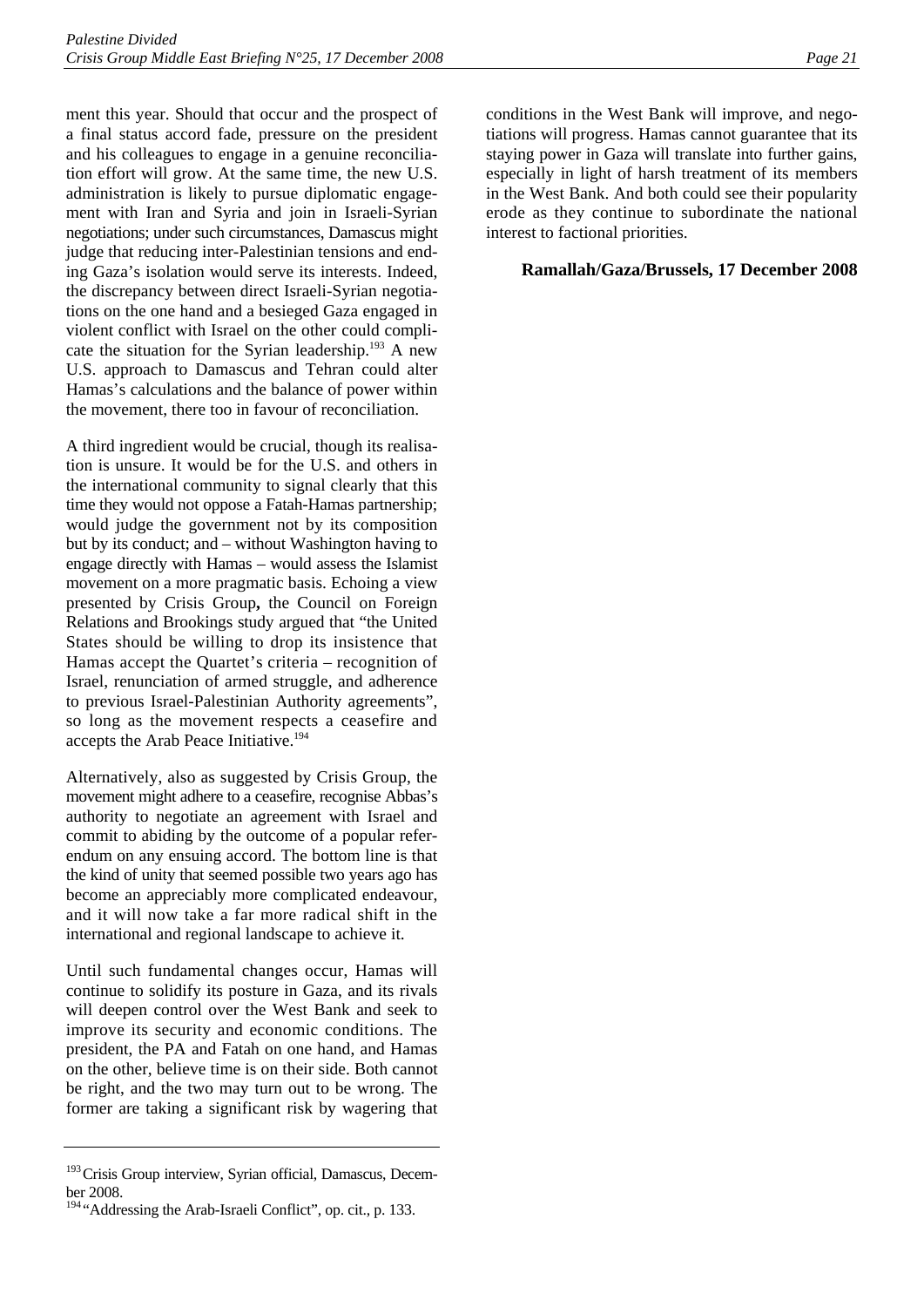ment this year. Should that occur and the prospect of a final status accord fade, pressure on the president and his colleagues to engage in a genuine reconciliation effort will grow. At the same time, the new U.S. administration is likely to pursue diplomatic engagement with Iran and Syria and join in Israeli-Syrian negotiations; under such circumstances, Damascus might judge that reducing inter-Palestinian tensions and ending Gaza's isolation would serve its interests. Indeed, the discrepancy between direct Israeli-Syrian negotiations on the one hand and a besieged Gaza engaged in violent conflict with Israel on the other could complicate the situation for the Syrian leadership.[193] A new U.S. approach to Damascus and Tehran could alter Hamas's calculations and the balance of power within the movement, there too in favour of reconciliation.

A third ingredient would be crucial, though its realisation is unsure. It would be for the U.S. and others in the international community to signal clearly that this time they would not oppose a Fatah-Hamas partnership; would judge the government not by its composition but by its conduct; and – without Washington having to engage directly with Hamas – would assess the Islamist movement on a more pragmatic basis. Echoing a view presented by Crisis Group**,** the Council on Foreign Relations and Brookings study argued that "the United States should be willing to drop its insistence that Hamas accept the Quartet's criteria – recognition of Israel, renunciation of armed struggle, and adherence to previous Israel-Palestinian Authority agreements", so long as the movement respects a ceasefire and accepts the Arab Peace Initiative.[194]

Alternatively, also as suggested by Crisis Group, the movement might adhere to a ceasefire, recognise Abbas's authority to negotiate an agreement with Israel and commit to abiding by the outcome of a popular referendum on any ensuing accord. The bottom line is that the kind of unity that seemed possible two years ago has become an appreciably more complicated endeavour, and it will now take a far more radical shift in the international and regional landscape to achieve it.

Until such fundamental changes occur, Hamas will continue to solidify its posture in Gaza, and its rivals will deepen control over the West Bank and seek to improve its security and economic conditions. The president, the PA and Fatah on one hand, and Hamas on the other, believe time is on their side. Both cannot be right, and the two may turn out to be wrong. The former are taking a significant risk by wagering that conditions in the West Bank will improve, and negotiations will progress. Hamas cannot guarantee that its staying power in Gaza will translate into further gains, especially in light of harsh treatment of its members in the West Bank. And both could see their popularity erode as they continue to subordinate the national interest to factional priorities.

**Ramallah/Gaza/Brussels, 17 December 2008**

---

[193] Crisis Group interview, Syrian official, Damascus, December 2008.

[194] "Addressing the Arab-Israeli Conflict", op. cit., p. 133.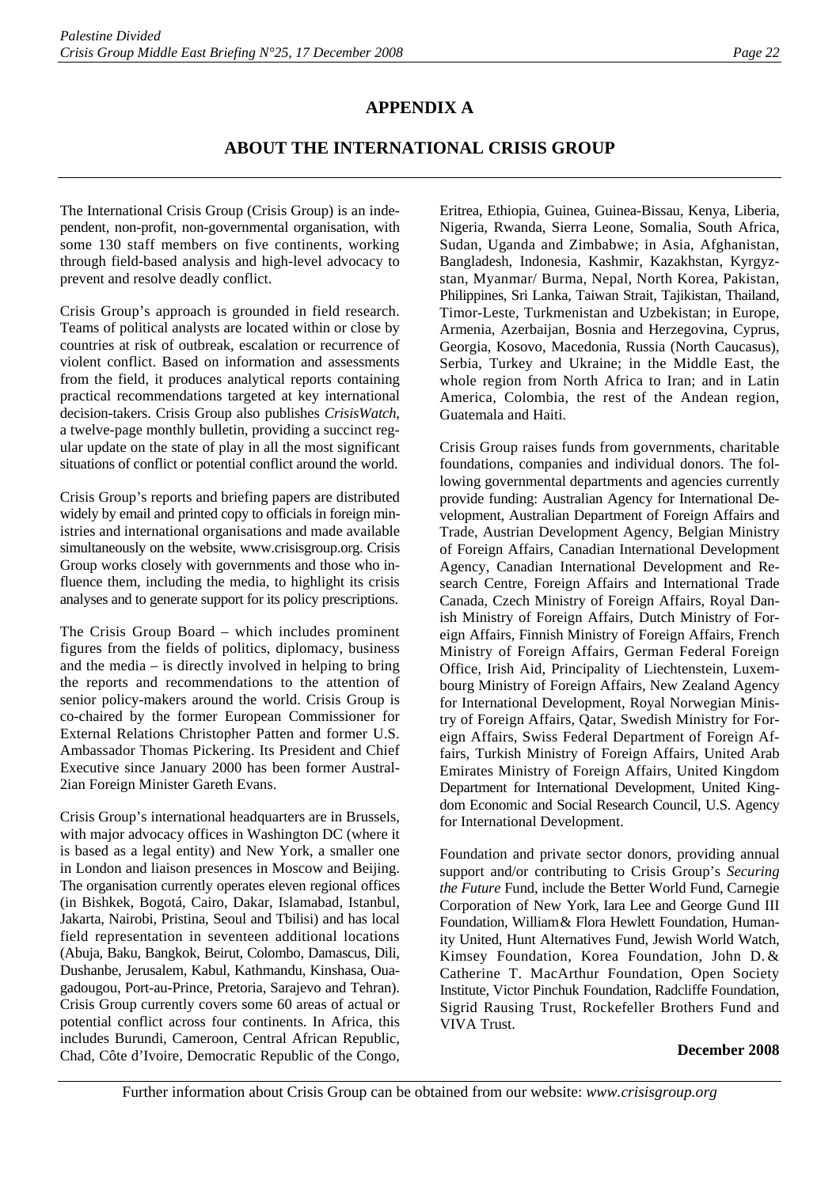# APPENDIX A

## ABOUT THE INTERNATIONAL CRISIS GROUP

The International Crisis Group (Crisis Group) is an independent, non-profit, non-governmental organisation, with some 130 staff members on five continents, working through field-based analysis and high-level advocacy to prevent and resolve deadly conflict.

Crisis Group's approach is grounded in field research. Teams of political analysts are located within or close by countries at risk of outbreak, escalation or recurrence of violent conflict. Based on information and assessments from the field, it produces analytical reports containing practical recommendations targeted at key international decision-takers. Crisis Group also publishes *CrisisWatch*, a twelve-page monthly bulletin, providing a succinct regular update on the state of play in all the most significant situations of conflict or potential conflict around the world.

Crisis Group's reports and briefing papers are distributed widely by email and printed copy to officials in foreign ministries and international organisations and made available simultaneously on the website, www.crisisgroup.org. Crisis Group works closely with governments and those who influence them, including the media, to highlight its crisis analyses and to generate support for its policy prescriptions.

The Crisis Group Board – which includes prominent figures from the fields of politics, diplomacy, business and the media – is directly involved in helping to bring the reports and recommendations to the attention of senior policy-makers around the world. Crisis Group is co-chaired by the former European Commissioner for External Relations Christopher Patten and former U.S. Ambassador Thomas Pickering. Its President and Chief Executive since January 2000 has been former Austral-2ian Foreign Minister Gareth Evans.

Crisis Group's international headquarters are in Brussels, with major advocacy offices in Washington DC (where it is based as a legal entity) and New York, a smaller one in London and liaison presences in Moscow and Beijing. The organisation currently operates eleven regional offices (in Bishkek, Bogotá, Cairo, Dakar, Islamabad, Istanbul, Jakarta, Nairobi, Pristina, Seoul and Tbilisi) and has local field representation in seventeen additional locations (Abuja, Baku, Bangkok, Beirut, Colombo, Damascus, Dili, Dushanbe, Jerusalem, Kabul, Kathmandu, Kinshasa, Ouagadougou, Port-au-Prince, Pretoria, Sarajevo and Tehran). Crisis Group currently covers some 60 areas of actual or potential conflict across four continents. In Africa, this includes Burundi, Cameroon, Central African Republic, Chad, Côte d'Ivoire, Democratic Republic of the Congo, Eritrea, Ethiopia, Guinea, Guinea-Bissau, Kenya, Liberia, Nigeria, Rwanda, Sierra Leone, Somalia, South Africa, Sudan, Uganda and Zimbabwe; in Asia, Afghanistan, Bangladesh, Indonesia, Kashmir, Kazakhstan, Kyrgyzstan, Myanmar/ Burma, Nepal, North Korea, Pakistan, Philippines, Sri Lanka, Taiwan Strait, Tajikistan, Thailand, Timor-Leste, Turkmenistan and Uzbekistan; in Europe, Armenia, Azerbaijan, Bosnia and Herzegovina, Cyprus, Georgia, Kosovo, Macedonia, Russia (North Caucasus), Serbia, Turkey and Ukraine; in the Middle East, the whole region from North Africa to Iran; and in Latin America, Colombia, the rest of the Andean region, Guatemala and Haiti.

Crisis Group raises funds from governments, charitable foundations, companies and individual donors. The following governmental departments and agencies currently provide funding: Australian Agency for International Development, Australian Department of Foreign Affairs and Trade, Austrian Development Agency, Belgian Ministry of Foreign Affairs, Canadian International Development Agency, Canadian International Development and Research Centre, Foreign Affairs and International Trade Canada, Czech Ministry of Foreign Affairs, Royal Danish Ministry of Foreign Affairs, Dutch Ministry of Foreign Affairs, Finnish Ministry of Foreign Affairs, French Ministry of Foreign Affairs, German Federal Foreign Office, Irish Aid, Principality of Liechtenstein, Luxembourg Ministry of Foreign Affairs, New Zealand Agency for International Development, Royal Norwegian Ministry of Foreign Affairs, Qatar, Swedish Ministry for Foreign Affairs, Swiss Federal Department of Foreign Affairs, Turkish Ministry of Foreign Affairs, United Arab Emirates Ministry of Foreign Affairs, United Kingdom Department for International Development, United Kingdom Economic and Social Research Council, U.S. Agency for International Development.

Foundation and private sector donors, providing annual support and/or contributing to Crisis Group's *Securing the Future* Fund, include the Better World Fund, Carnegie Corporation of New York, Iara Lee and George Gund III Foundation, William & Flora Hewlett Foundation, Humanity United, Hunt Alternatives Fund, Jewish World Watch, Kimsey Foundation, Korea Foundation, John D. & Catherine T. MacArthur Foundation, Open Society Institute, Victor Pinchuk Foundation, Radcliffe Foundation, Sigrid Rausing Trust, Rockefeller Brothers Fund and VIVA Trust.

**December 2008**

Further information about Crisis Group can be obtained from our website: *www.crisisgroup.org*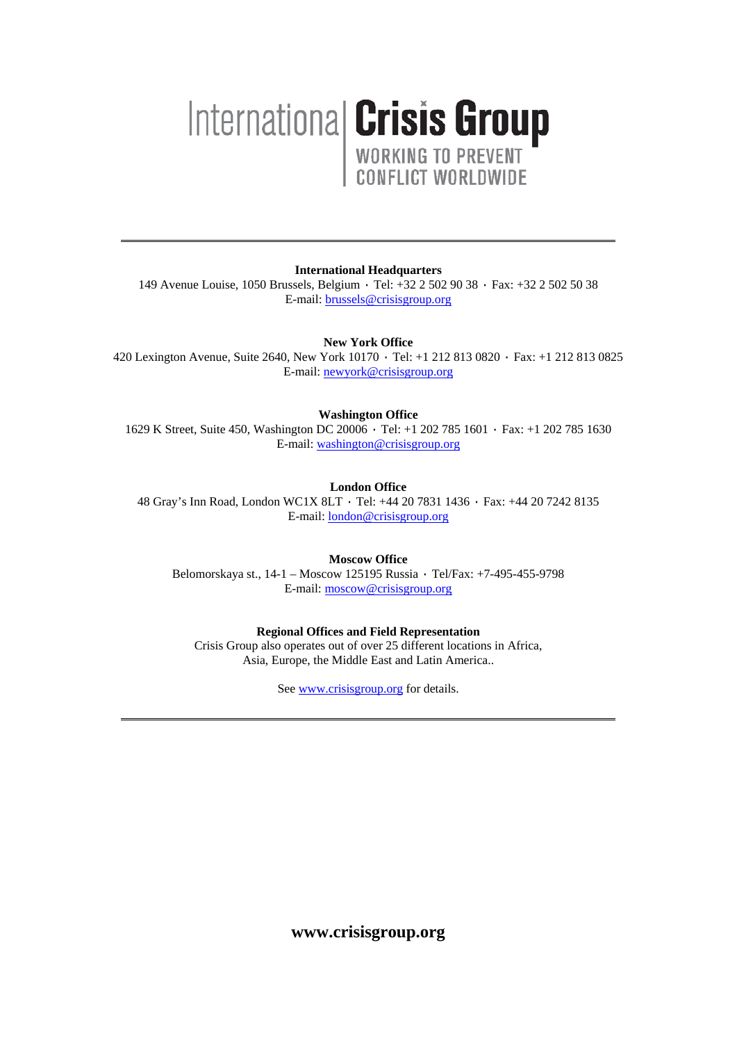International Crisis Group

WORKING TO PREVENT CONFLICT WORLDWIDE

---

**International Headquarters**
149 Avenue Louise, 1050 Brussels, Belgium · Tel: +32 2 502 90 38 · Fax: +32 2 502 50 38
E-mail: brussels@crisisgroup.org

**New York Office**
420 Lexington Avenue, Suite 2640, New York 10170 · Tel: +1 212 813 0820 · Fax: +1 212 813 0825
E-mail: newyork@crisisgroup.org

**Washington Office**
1629 K Street, Suite 450, Washington DC 20006 · Tel: +1 202 785 1601 · Fax: +1 202 785 1630
E-mail: washington@crisisgroup.org

**London Office**
48 Gray's Inn Road, London WC1X 8LT · Tel: +44 20 7831 1436 · Fax: +44 20 7242 8135
E-mail: london@crisisgroup.org

**Moscow Office**
Belomorskaya st., 14-1 – Moscow 125195 Russia · Tel/Fax: +7-495-455-9798
E-mail: moscow@crisisgroup.org

**Regional Offices and Field Representation**
Crisis Group also operates out of over 25 different locations in Africa, Asia, Europe, the Middle East and Latin America..

See www.crisisgroup.org for details.

---

**www.crisisgroup.org**